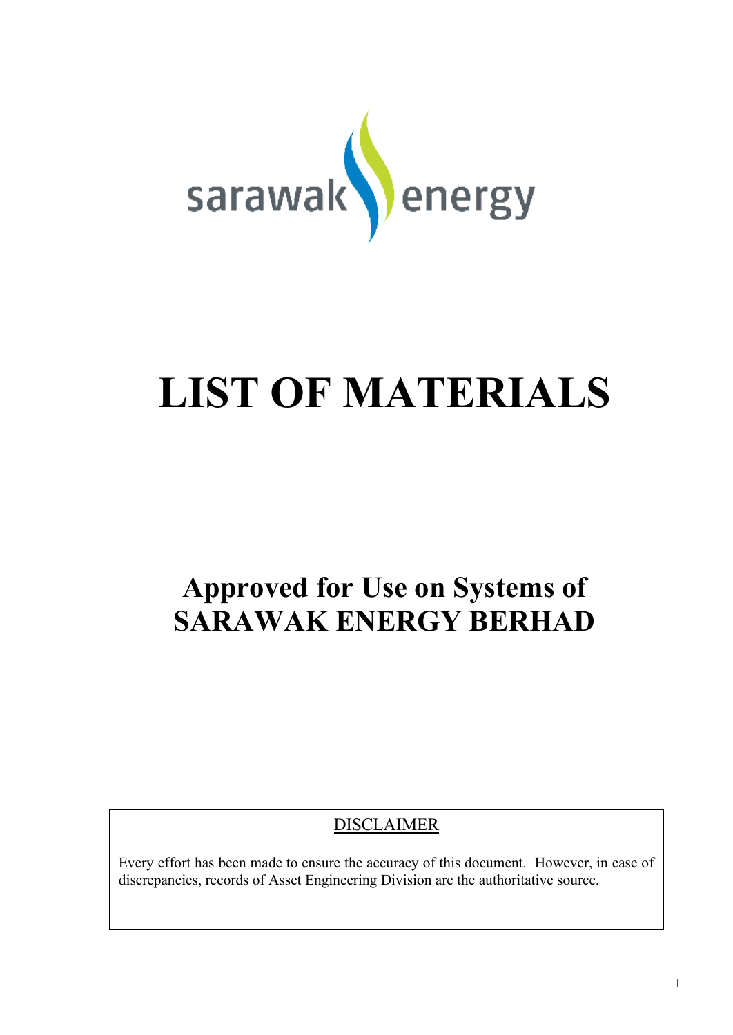sarawak energy

# LIST OF MATERIALS

## Approved for Use on Systems of SARAWAK ENERGY BERHAD

DISCLAIMER

Every effort has been made to ensure the accuracy of this document. However, in case of discrepancies, records of Asset Engineering Division are the authoritative source.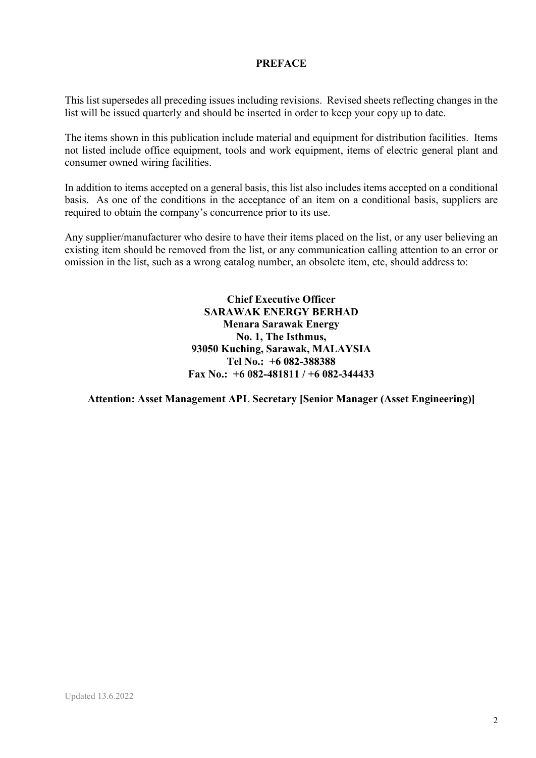# PREFACE

This list supersedes all preceding issues including revisions. Revised sheets reflecting changes in the list will be issued quarterly and should be inserted in order to keep your copy up to date.

The items shown in this publication include material and equipment for distribution facilities. Items not listed include office equipment, tools and work equipment, items of electric general plant and consumer owned wiring facilities.

In addition to items accepted on a general basis, this list also includes items accepted on a conditional basis. As one of the conditions in the acceptance of an item on a conditional basis, suppliers are required to obtain the company's concurrence prior to its use.

Any supplier/manufacturer who desire to have their items placed on the list, or any user believing an existing item should be removed from the list, or any communication calling attention to an error or omission in the list, such as a wrong catalog number, an obsolete item, etc, should address to:

**Chief Executive Officer**
**SARAWAK ENERGY BERHAD**
**Menara Sarawak Energy**
**No. 1, The Isthmus,**
**93050 Kuching, Sarawak, MALAYSIA**
**Tel No.: +6 082-388388**
**Fax No.: +6 082-481811 / +6 082-344433**

**Attention: Asset Management APL Secretary [Senior Manager (Asset Engineering)]**

Updated 13.6.2022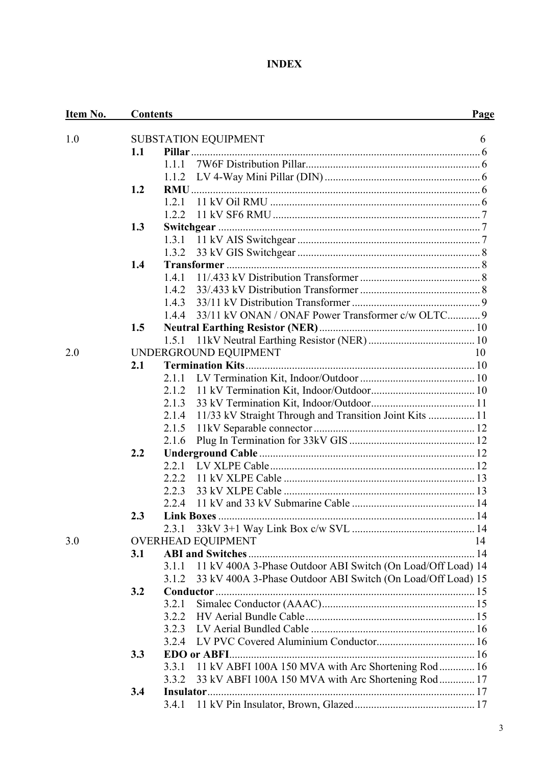# INDEX

| Item No. | Contents | Page |
|---|---|---|
| 1.0 | SUBSTATION EQUIPMENT | 6 |
| | **1.1 Pillar** | 6 |
| | 1.1.1 7W6F Distribution Pillar | 6 |
| | 1.1.2 LV 4-Way Mini Pillar (DIN) | 6 |
| | **1.2 RMU** | 6 |
| | 1.2.1 11 kV Oil RMU | 6 |
| | 1.2.2 11 kV SF6 RMU | 7 |
| | **1.3 Switchgear** | 7 |
| | 1.3.1 11 kV AIS Switchgear | 7 |
| | 1.3.2 33 kV GIS Switchgear | 8 |
| | **1.4 Transformer** | 8 |
| | 1.4.1 11/.433 kV Distribution Transformer | 8 |
| | 1.4.2 33/.433 kV Distribution Transformer | 8 |
| | 1.4.3 33/11 kV Distribution Transformer | 9 |
| | 1.4.4 33/11 kV ONAN / ONAF Power Transformer c/w OLTC | 9 |
| | **1.5 Neutral Earthing Resistor (NER)** | 10 |
| | 1.5.1 11kV Neutral Earthing Resistor (NER) | 10 |
| 2.0 | UNDERGROUND EQUIPMENT | 10 |
| | **2.1 Termination Kits** | 10 |
| | 2.1.1 LV Termination Kit, Indoor/Outdoor | 10 |
| | 2.1.2 11 kV Termination Kit, Indoor/Outdoor | 10 |
| | 2.1.3 33 kV Termination Kit, Indoor/Outdoor | 11 |
| | 2.1.4 11/33 kV Straight Through and Transition Joint Kits | 11 |
| | 2.1.5 11kV Separable connector | 12 |
| | 2.1.6 Plug In Termination for 33kV GIS | 12 |
| | **2.2 Underground Cable** | 12 |
| | 2.2.1 LV XLPE Cable | 12 |
| | 2.2.2 11 kV XLPE Cable | 13 |
| | 2.2.3 33 kV XLPE Cable | 13 |
| | 2.2.4 11 kV and 33 kV Submarine Cable | 14 |
| | **2.3 Link Boxes** | 14 |
| | 2.3.1 33kV 3+1 Way Link Box c/w SVL | 14 |
| 3.0 | OVERHEAD EQUIPMENT | 14 |
| | **3.1 ABI and Switches** | 14 |
| | 3.1.1 11 kV 400A 3-Phase Outdoor ABI Switch (On Load/Off Load) | 14 |
| | 3.1.2 33 kV 400A 3-Phase Outdoor ABI Switch (On Load/Off Load) | 15 |
| | **3.2 Conductor** | 15 |
| | 3.2.1 Simalec Conductor (AAAC) | 15 |
| | 3.2.2 HV Aerial Bundle Cable | 15 |
| | 3.2.3 LV Aerial Bundled Cable | 16 |
| | 3.2.4 LV PVC Covered Aluminium Conductor | 16 |
| | **3.3 EDO or ABFI** | 16 |
| | 3.3.1 11 kV ABFI 100A 150 MVA with Arc Shortening Rod | 16 |
| | 3.3.2 33 kV ABFI 100A 150 MVA with Arc Shortening Rod | 17 |
| | **3.4 Insulator** | 17 |
| | 3.4.1 11 kV Pin Insulator, Brown, Glazed | 17 |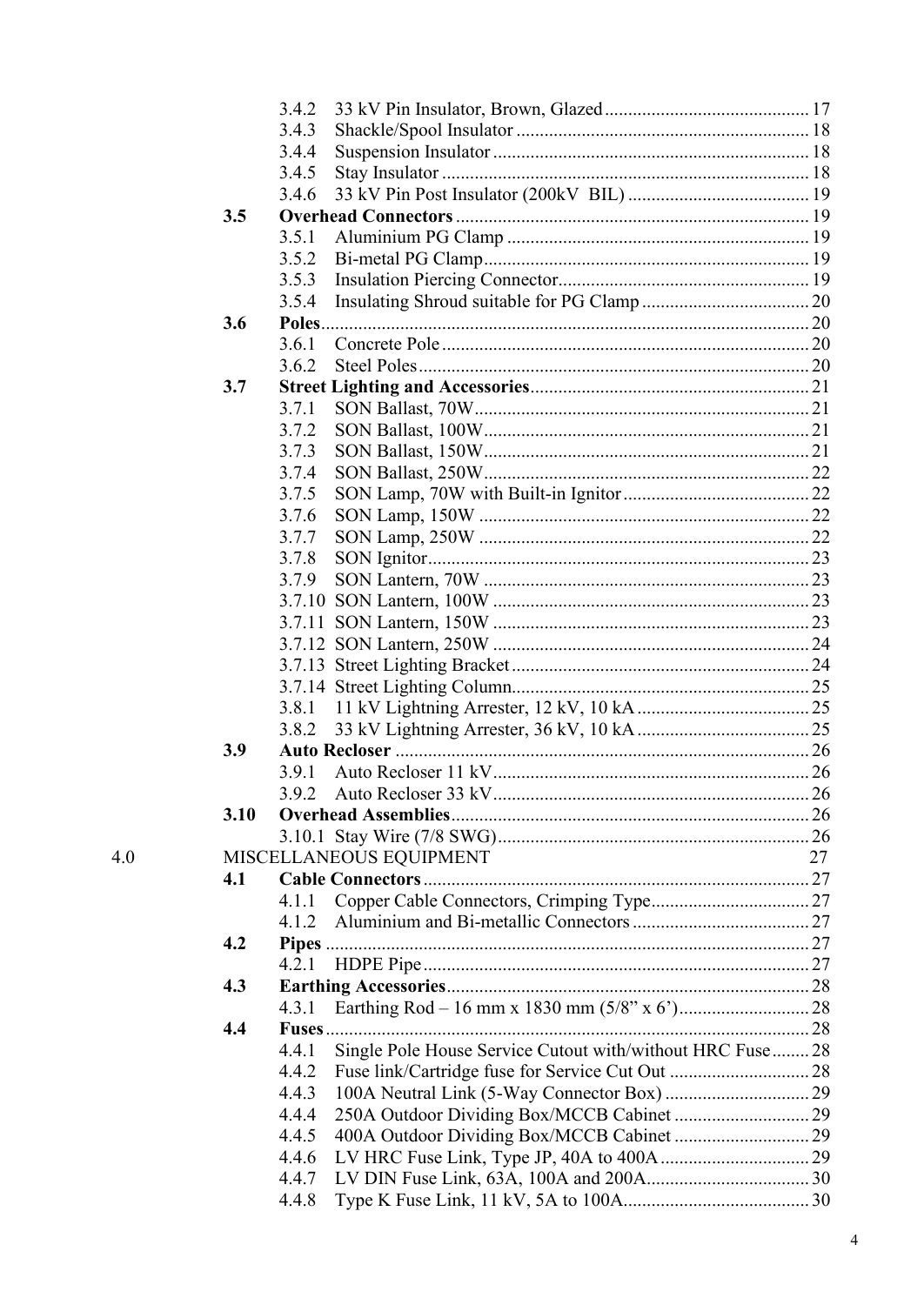- 3.4.2 33 kV Pin Insulator, Brown, Glazed ........ 17
- 3.4.3 Shackle/Spool Insulator ........ 18
- 3.4.4 Suspension Insulator ........ 18
- 3.4.5 Stay Insulator ........ 18
- 3.4.6 33 kV Pin Post Insulator (200kV BIL) ........ 19

**3.5 Overhead Connectors** ........ 19

- 3.5.1 Aluminium PG Clamp ........ 19
- 3.5.2 Bi-metal PG Clamp ........ 19
- 3.5.3 Insulation Piercing Connector ........ 19
- 3.5.4 Insulating Shroud suitable for PG Clamp ........ 20

**3.6 Poles** ........ 20

- 3.6.1 Concrete Pole ........ 20
- 3.6.2 Steel Poles ........ 20

**3.7 Street Lighting and Accessories** ........ 21

- 3.7.1 SON Ballast, 70W ........ 21
- 3.7.2 SON Ballast, 100W ........ 21
- 3.7.3 SON Ballast, 150W ........ 21
- 3.7.4 SON Ballast, 250W ........ 22
- 3.7.5 SON Lamp, 70W with Built-in Ignitor ........ 22
- 3.7.6 SON Lamp, 150W ........ 22
- 3.7.7 SON Lamp, 250W ........ 22
- 3.7.8 SON Ignitor ........ 23
- 3.7.9 SON Lantern, 70W ........ 23
- 3.7.10 SON Lantern, 100W ........ 23
- 3.7.11 SON Lantern, 150W ........ 23
- 3.7.12 SON Lantern, 250W ........ 24
- 3.7.13 Street Lighting Bracket ........ 24
- 3.7.14 Street Lighting Column ........ 25
- 3.8.1 11 kV Lightning Arrester, 12 kV, 10 kA ........ 25
- 3.8.2 33 kV Lightning Arrester, 36 kV, 10 kA ........ 25

**3.9 Auto Recloser** ........ 26

- 3.9.1 Auto Recloser 11 kV ........ 26
- 3.9.2 Auto Recloser 33 kV ........ 26

**3.10 Overhead Assemblies** ........ 26

- 3.10.1 Stay Wire (7/8 SWG) ........ 26

4.0 MISCELLANEOUS EQUIPMENT 27

**4.1 Cable Connectors** ........ 27

- 4.1.1 Copper Cable Connectors, Crimping Type ........ 27
- 4.1.2 Aluminium and Bi-metallic Connectors ........ 27

**4.2 Pipes** ........ 27

- 4.2.1 HDPE Pipe ........ 27

**4.3 Earthing Accessories** ........ 28

- 4.3.1 Earthing Rod – 16 mm x 1830 mm (5/8" x 6') ........ 28

**4.4 Fuses** ........ 28

- 4.4.1 Single Pole House Service Cutout with/without HRC Fuse ........ 28
- 4.4.2 Fuse link/Cartridge fuse for Service Cut Out ........ 28
- 4.4.3 100A Neutral Link (5-Way Connector Box) ........ 29
- 4.4.4 250A Outdoor Dividing Box/MCCB Cabinet ........ 29
- 4.4.5 400A Outdoor Dividing Box/MCCB Cabinet ........ 29
- 4.4.6 LV HRC Fuse Link, Type JP, 40A to 400A ........ 29
- 4.4.7 LV DIN Fuse Link, 63A, 100A and 200A ........ 30
- 4.4.8 Type K Fuse Link, 11 kV, 5A to 100A ........ 30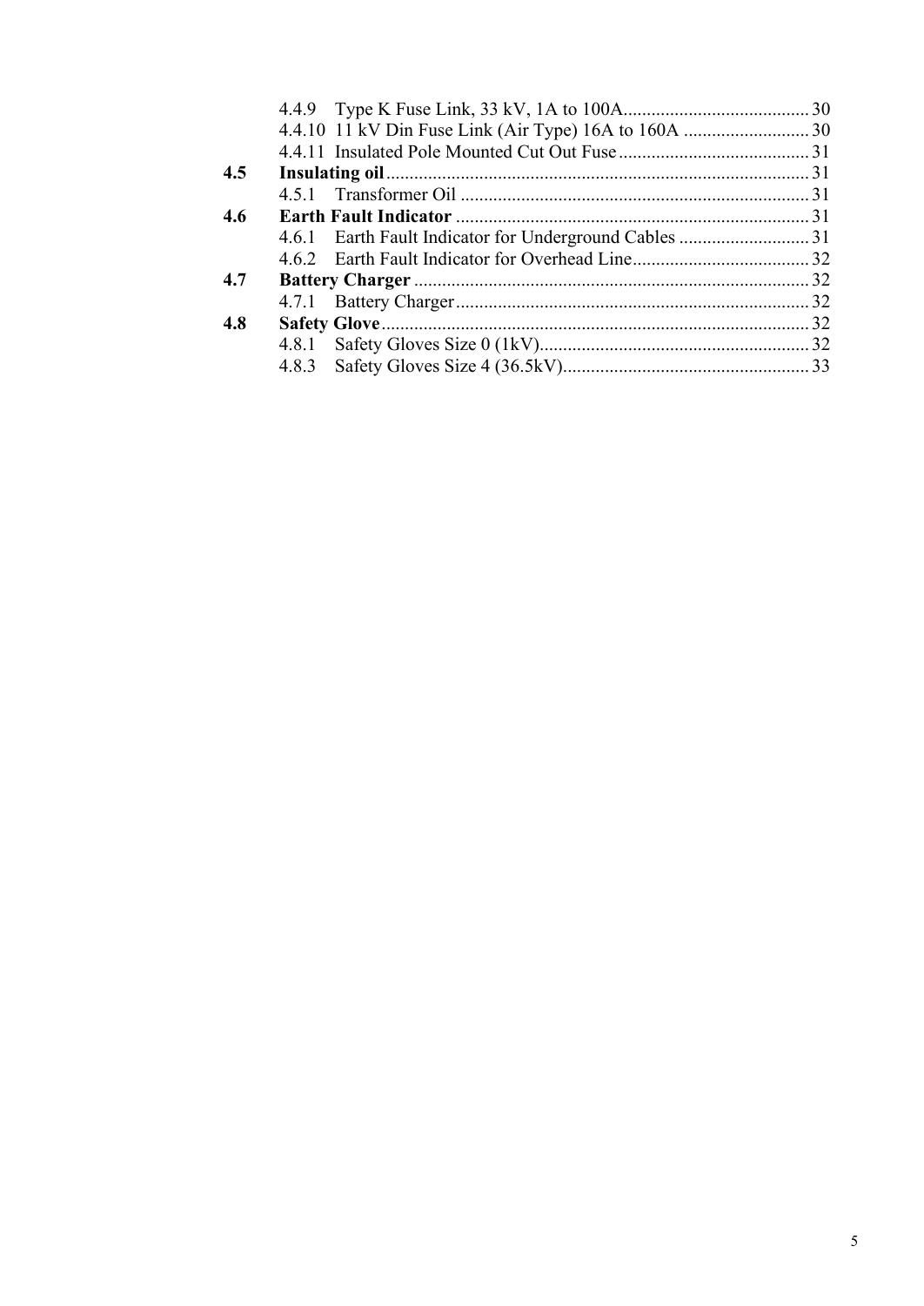4.4.9 Type K Fuse Link, 33 kV, 1A to 100A........................................ 30
4.4.10 11 kV Din Fuse Link (Air Type) 16A to 160A ........................... 30
4.4.11 Insulated Pole Mounted Cut Out Fuse ......................................... 31

**4.5 Insulating oil** .......................................................................................... 31
4.5.1 Transformer Oil ........................................................................... 31

**4.6 Earth Fault Indicator** ........................................................................... 31
4.6.1 Earth Fault Indicator for Underground Cables ............................ 31
4.6.2 Earth Fault Indicator for Overhead Line...................................... 32

**4.7 Battery Charger** ..................................................................................... 32
4.7.1 Battery Charger............................................................................ 32

**4.8 Safety Glove**............................................................................................ 32
4.8.1 Safety Gloves Size 0 (1kV).......................................................... 32
4.8.3 Safety Gloves Size 4 (36.5kV)..................................................... 33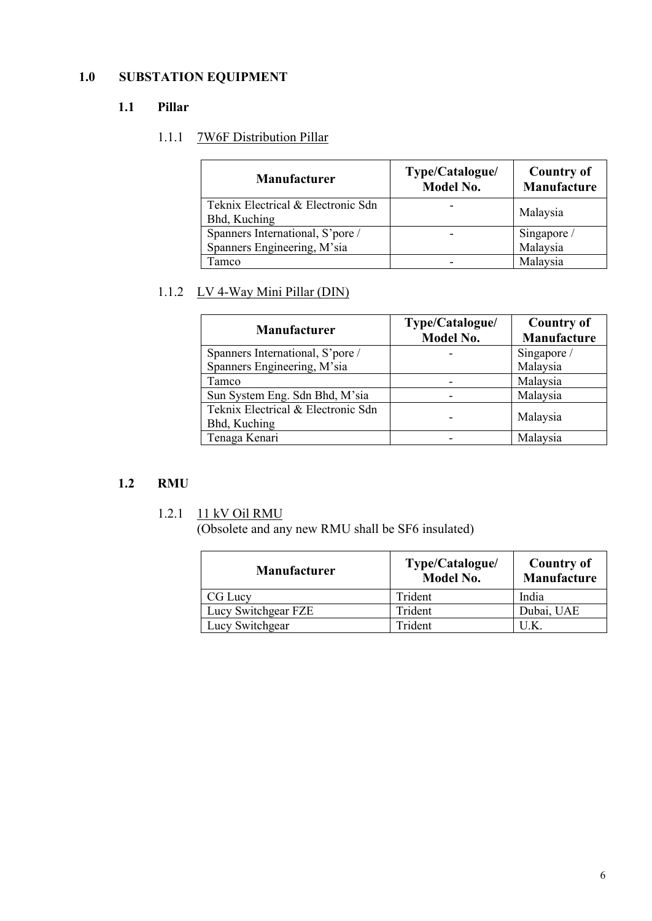# 1.0 SUBSTATION EQUIPMENT

## 1.1 Pillar

### 1.1.1 7W6F Distribution Pillar

| Manufacturer | Type/Catalogue/ Model No. | Country of Manufacture |
|---|---|---|
| Teknix Electrical & Electronic Sdn Bhd, Kuching | - | Malaysia |
| Spanners International, S'pore / Spanners Engineering, M'sia | - | Singapore / Malaysia |
| Tamco | - | Malaysia |

### 1.1.2 LV 4-Way Mini Pillar (DIN)

| Manufacturer | Type/Catalogue/ Model No. | Country of Manufacture |
|---|---|---|
| Spanners International, S'pore / Spanners Engineering, M'sia | - | Singapore / Malaysia |
| Tamco | - | Malaysia |
| Sun System Eng. Sdn Bhd, M'sia | - | Malaysia |
| Teknix Electrical & Electronic Sdn Bhd, Kuching | - | Malaysia |
| Tenaga Kenari | - | Malaysia |

## 1.2 RMU

### 1.2.1 11 kV Oil RMU

(Obsolete and any new RMU shall be SF6 insulated)

| Manufacturer | Type/Catalogue/ Model No. | Country of Manufacture |
|---|---|---|
| CG Lucy | Trident | India |
| Lucy Switchgear FZE | Trident | Dubai, UAE |
| Lucy Switchgear | Trident | U.K. |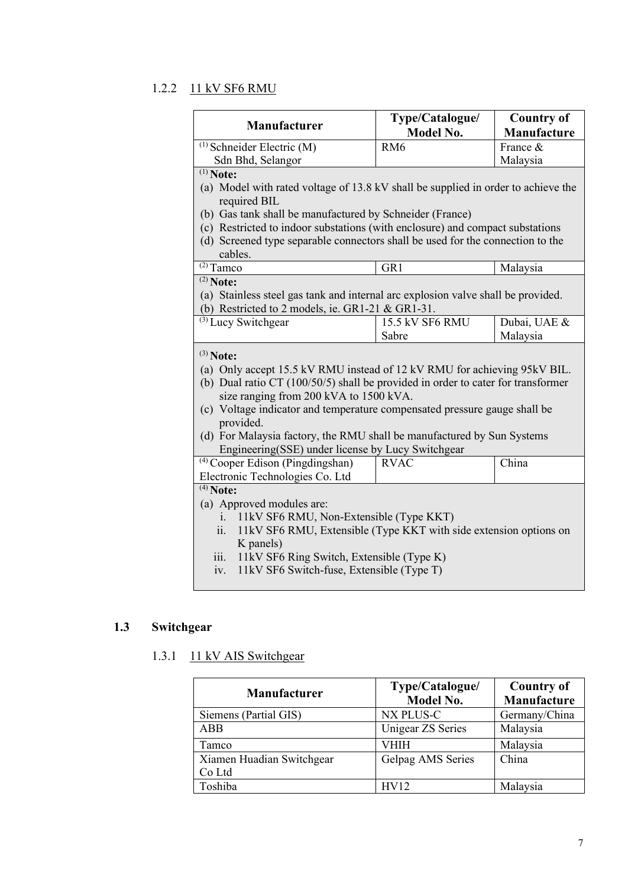### 1.2.2 11 kV SF6 RMU

| Manufacturer | Type/Catalogue/ Model No. | Country of Manufacture |
|---|---|---|
| (1) Schneider Electric (M) Sdn Bhd, Selangor | RM6 | France & Malaysia |
| (1) **Note:** (a) Model with rated voltage of 13.8 kV shall be supplied in order to achieve the required BIL (b) Gas tank shall be manufactured by Schneider (France) (c) Restricted to indoor substations (with enclosure) and compact substations (d) Screened type separable connectors shall be used for the connection to the cables. | | |
| (2) Tamco | GR1 | Malaysia |
| (2) **Note:** (a) Stainless steel gas tank and internal arc explosion valve shall be provided. (b) Restricted to 2 models, ie. GR1-21 & GR1-31. | | |
| (3) Lucy Switchgear | 15.5 kV SF6 RMU Sabre | Dubai, UAE & Malaysia |
| (3) **Note:** (a) Only accept 15.5 kV RMU instead of 12 kV RMU for achieving 95kV BIL. (b) Dual ratio CT (100/50/5) shall be provided in order to cater for transformer size ranging from 200 kVA to 1500 kVA. (c) Voltage indicator and temperature compensated pressure gauge shall be provided. (d) For Malaysia factory, the RMU shall be manufactured by Sun Systems Engineering(SSE) under license by Lucy Switchgear | | |
| (4) Cooper Edison (Pingdingshan) Electronic Technologies Co. Ltd | RVAC | China |
| (4) **Note:** (a) Approved modules are: i. 11kV SF6 RMU, Non-Extensible (Type KKT) ii. 11kV SF6 RMU, Extensible (Type KKT with side extension options on K panels) iii. 11kV SF6 Ring Switch, Extensible (Type K) iv. 11kV SF6 Switch-fuse, Extensible (Type T) | | |

## 1.3 Switchgear

### 1.3.1 11 kV AIS Switchgear

| Manufacturer | Type/Catalogue/ Model No. | Country of Manufacture |
|---|---|---|
| Siemens (Partial GIS) | NX PLUS-C | Germany/China |
| ABB | Unigear ZS Series | Malaysia |
| Tamco | VHIH | Malaysia |
| Xiamen Huadian Switchgear Co Ltd | Gelpag AMS Series | China |
| Toshiba | HV12 | Malaysia |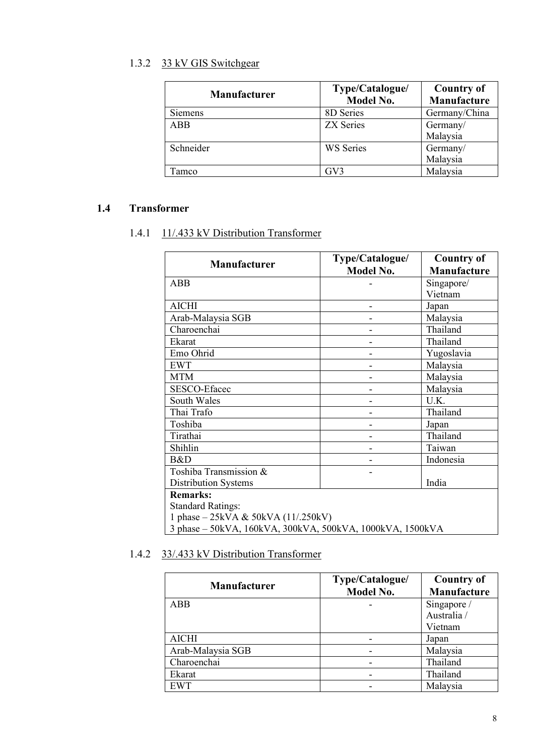#### 1.3.2 33 kV GIS Switchgear

| Manufacturer | Type/Catalogue/ Model No. | Country of Manufacture |
|---|---|---|
| Siemens | 8D Series | Germany/China |
| ABB | ZX Series | Germany/ Malaysia |
| Schneider | WS Series | Germany/ Malaysia |
| Tamco | GV3 | Malaysia |

### 1.4 Transformer

#### 1.4.1 11/.433 kV Distribution Transformer

| Manufacturer | Type/Catalogue/ Model No. | Country of Manufacture |
|---|---|---|
| ABB | - | Singapore/ Vietnam |
| AICHI | - | Japan |
| Arab-Malaysia SGB | - | Malaysia |
| Charoenchai | - | Thailand |
| Ekarat | - | Thailand |
| Emo Ohrid | - | Yugoslavia |
| EWT | - | Malaysia |
| MTM | - | Malaysia |
| SESCO-Efacec | - | Malaysia |
| South Wales | - | U.K. |
| Thai Trafo | - | Thailand |
| Toshiba | - | Japan |
| Tirathai | - | Thailand |
| Shihlin | - | Taiwan |
| B&D | - | Indonesia |
| Toshiba Transmission & Distribution Systems | - | India |
| **Remarks:**<br>Standard Ratings:<br>1 phase – 25kVA & 50kVA (11/.250kV)<br>3 phase – 50kVA, 160kVA, 300kVA, 500kVA, 1000kVA, 1500kVA | | |

#### 1.4.2 33/.433 kV Distribution Transformer

| Manufacturer | Type/Catalogue/ Model No. | Country of Manufacture |
|---|---|---|
| ABB | - | Singapore / Australia / Vietnam |
| AICHI | - | Japan |
| Arab-Malaysia SGB | - | Malaysia |
| Charoenchai | - | Thailand |
| Ekarat | - | Thailand |
| EWT | - | Malaysia |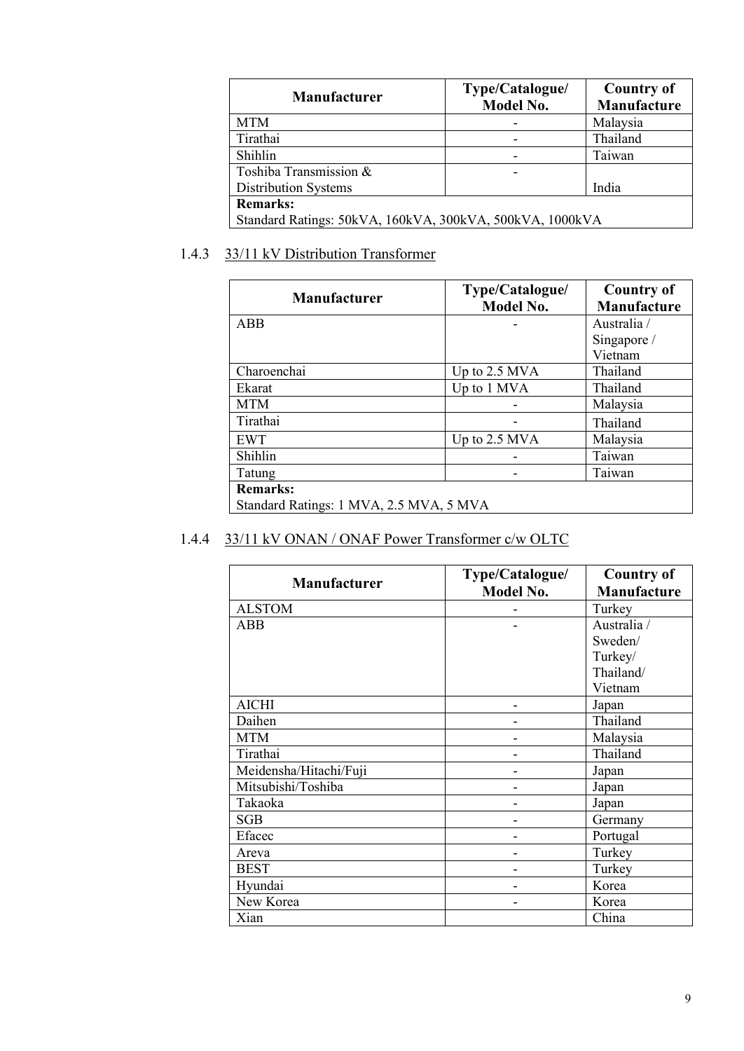| Manufacturer | Type/Catalogue/ Model No. | Country of Manufacture |
|---|---|---|
| MTM | - | Malaysia |
| Tirathai | - | Thailand |
| Shihlin | - | Taiwan |
| Toshiba Transmission & Distribution Systems | - | India |
| **Remarks:** Standard Ratings: 50kVA, 160kVA, 300kVA, 500kVA, 1000kVA | | |

### 1.4.3 33/11 kV Distribution Transformer

| Manufacturer | Type/Catalogue/ Model No. | Country of Manufacture |
|---|---|---|
| ABB | - | Australia / Singapore / Vietnam |
| Charoenchai | Up to 2.5 MVA | Thailand |
| Ekarat | Up to 1 MVA | Thailand |
| MTM | - | Malaysia |
| Tirathai | - | Thailand |
| EWT | Up to 2.5 MVA | Malaysia |
| Shihlin | - | Taiwan |
| Tatung | - | Taiwan |
| **Remarks:** Standard Ratings: 1 MVA, 2.5 MVA, 5 MVA | | |

### 1.4.4 33/11 kV ONAN / ONAF Power Transformer c/w OLTC

| Manufacturer | Type/Catalogue/ Model No. | Country of Manufacture |
|---|---|---|
| ALSTOM | - | Turkey |
| ABB | - | Australia / Sweden/ Turkey/ Thailand/ Vietnam |
| AICHI | - | Japan |
| Daihen | - | Thailand |
| MTM | - | Malaysia |
| Tirathai | - | Thailand |
| Meidensha/Hitachi/Fuji | - | Japan |
| Mitsubishi/Toshiba | - | Japan |
| Takaoka | - | Japan |
| SGB | - | Germany |
| Efacec | - | Portugal |
| Areva | - | Turkey |
| BEST | - | Turkey |
| Hyundai | - | Korea |
| New Korea | - | Korea |
| Xian | | China |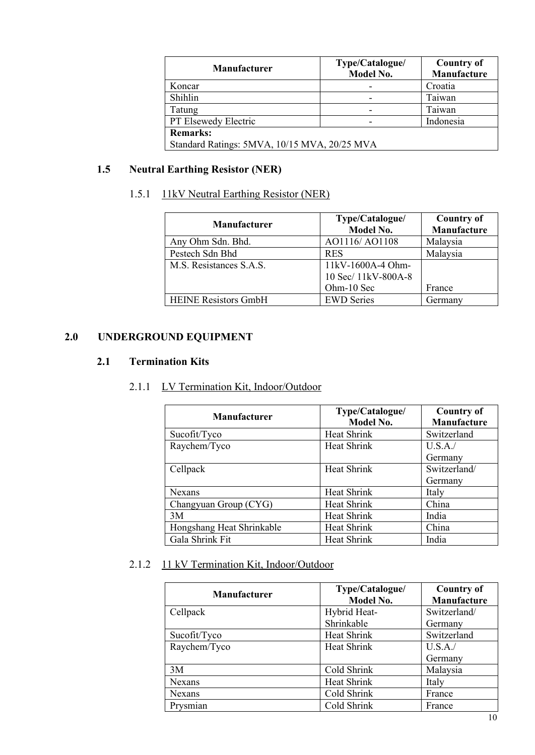| Manufacturer | Type/Catalogue/ Model No. | Country of Manufacture |
|---|---|---|
| Koncar | - | Croatia |
| Shihlin | - | Taiwan |
| Tatung | - | Taiwan |
| PT Elsewedy Electric | - | Indonesia |
| **Remarks:** Standard Ratings: 5MVA, 10/15 MVA, 20/25 MVA | | |

### 1.5 Neutral Earthing Resistor (NER)

#### 1.5.1 11kV Neutral Earthing Resistor (NER)

| Manufacturer | Type/Catalogue/ Model No. | Country of Manufacture |
|---|---|---|
| Any Ohm Sdn. Bhd. | AO1116/ AO1108 | Malaysia |
| Pestech Sdn Bhd | RES | Malaysia |
| M.S. Resistances S.A.S. | 11kV-1600A-4 Ohm-10 Sec/ 11kV-800A-8 Ohm-10 Sec | France |
| HEINE Resistors GmbH | EWD Series | Germany |

## 2.0 UNDERGROUND EQUIPMENT

### 2.1 Termination Kits

#### 2.1.1 LV Termination Kit, Indoor/Outdoor

| Manufacturer | Type/Catalogue/ Model No. | Country of Manufacture |
|---|---|---|
| Sucofit/Tyco | Heat Shrink | Switzerland |
| Raychem/Tyco | Heat Shrink | U.S.A./ Germany |
| Cellpack | Heat Shrink | Switzerland/ Germany |
| Nexans | Heat Shrink | Italy |
| Changyuan Group (CYG) | Heat Shrink | China |
| 3M | Heat Shrink | India |
| Hongshang Heat Shrinkable | Heat Shrink | China |
| Gala Shrink Fit | Heat Shrink | India |

#### 2.1.2 11 kV Termination Kit, Indoor/Outdoor

| Manufacturer | Type/Catalogue/ Model No. | Country of Manufacture |
|---|---|---|
| Cellpack | Hybrid Heat-Shrinkable | Switzerland/ Germany |
| Sucofit/Tyco | Heat Shrink | Switzerland |
| Raychem/Tyco | Heat Shrink | U.S.A./ Germany |
| 3M | Cold Shrink | Malaysia |
| Nexans | Heat Shrink | Italy |
| Nexans | Cold Shrink | France |
| Prysmian | Cold Shrink | France |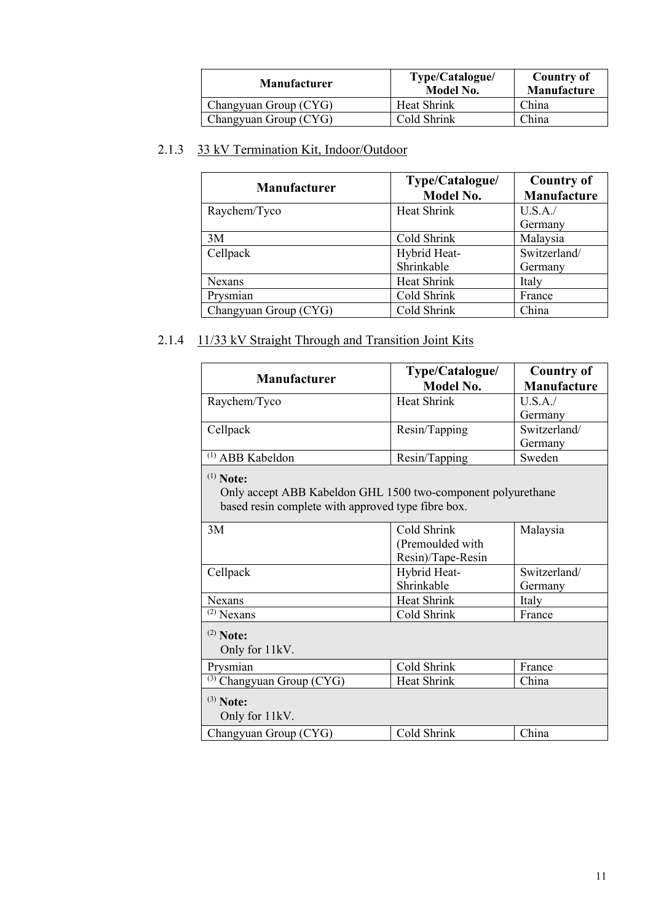| Manufacturer | Type/Catalogue/ Model No. | Country of Manufacture |
|---|---|---|
| Changyuan Group (CYG) | Heat Shrink | China |
| Changyuan Group (CYG) | Cold Shrink | China |

### 2.1.3 33 kV Termination Kit, Indoor/Outdoor

| Manufacturer | Type/Catalogue/ Model No. | Country of Manufacture |
|---|---|---|
| Raychem/Tyco | Heat Shrink | U.S.A./ Germany |
| 3M | Cold Shrink | Malaysia |
| Cellpack | Hybrid Heat-Shrinkable | Switzerland/ Germany |
| Nexans | Heat Shrink | Italy |
| Prysmian | Cold Shrink | France |
| Changyuan Group (CYG) | Cold Shrink | China |

### 2.1.4 11/33 kV Straight Through and Transition Joint Kits

| Manufacturer | Type/Catalogue/ Model No. | Country of Manufacture |
|---|---|---|
| Raychem/Tyco | Heat Shrink | U.S.A./ Germany |
| Cellpack | Resin/Tapping | Switzerland/ Germany |
| (1) ABB Kabeldon | Resin/Tapping | Sweden |
| (1) **Note:** Only accept ABB Kabeldon GHL 1500 two-component polyurethane based resin complete with approved type fibre box. | | |
| 3M | Cold Shrink (Premoulded with Resin)/Tape-Resin | Malaysia |
| Cellpack | Hybrid Heat-Shrinkable | Switzerland/ Germany |
| Nexans | Heat Shrink | Italy |
| (2) Nexans | Cold Shrink | France |
| (2) **Note:** Only for 11kV. | | |
| Prysmian | Cold Shrink | France |
| (3) Changyuan Group (CYG) | Heat Shrink | China |
| (3) **Note:** Only for 11kV. | | |
| Changyuan Group (CYG) | Cold Shrink | China |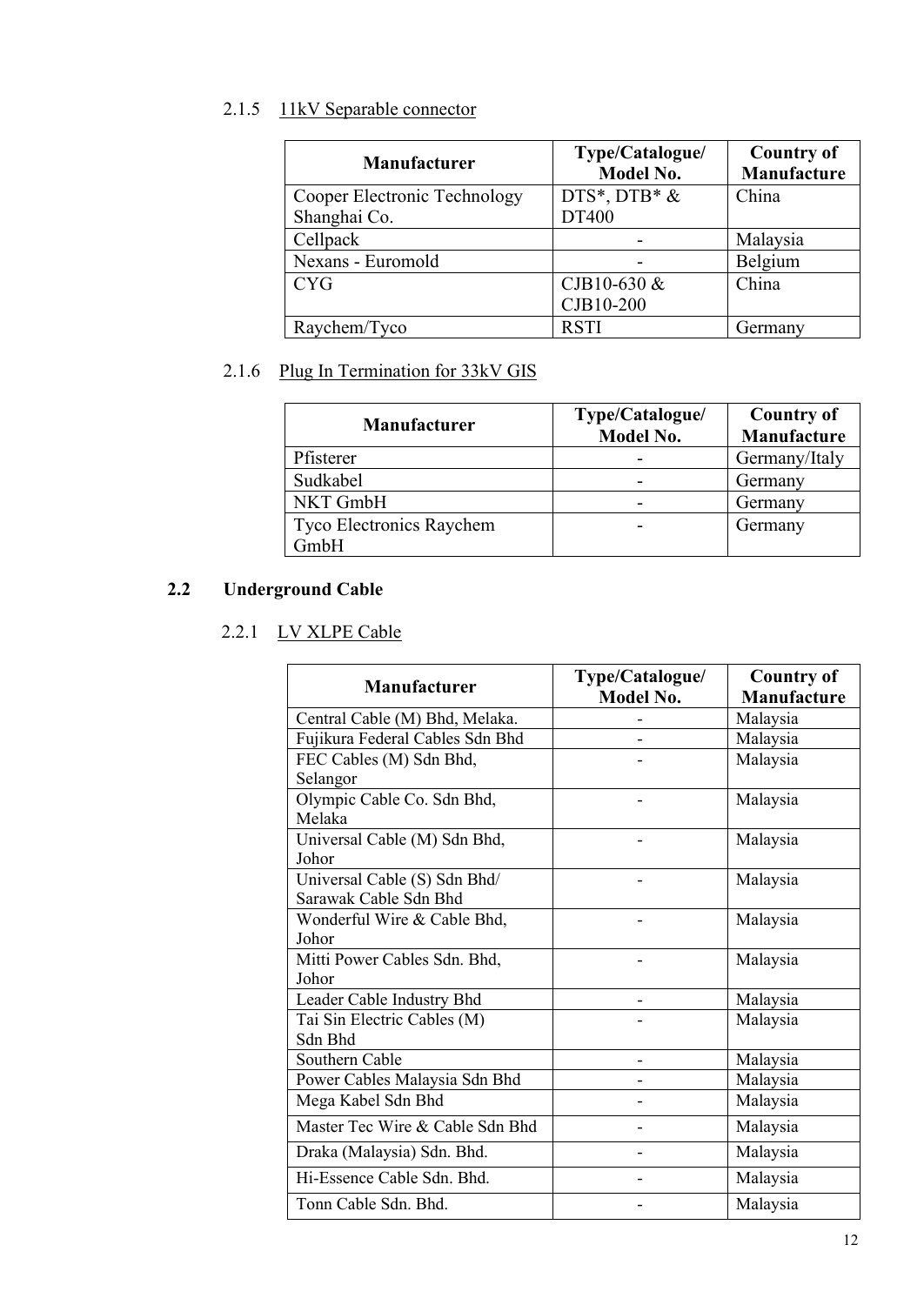### 2.1.5 11kV Separable connector

| Manufacturer | Type/Catalogue/ Model No. | Country of Manufacture |
|---|---|---|
| Cooper Electronic Technology Shanghai Co. | DTS*, DTB* & DT400 | China |
| Cellpack | - | Malaysia |
| Nexans - Euromold | - | Belgium |
| CYG | CJB10-630 & CJB10-200 | China |
| Raychem/Tyco | RSTI | Germany |

### 2.1.6 Plug In Termination for 33kV GIS

| Manufacturer | Type/Catalogue/ Model No. | Country of Manufacture |
|---|---|---|
| Pfisterer | - | Germany/Italy |
| Sudkabel | - | Germany |
| NKT GmbH | - | Germany |
| Tyco Electronics Raychem GmbH | - | Germany |

## 2.2 Underground Cable

### 2.2.1 LV XLPE Cable

| Manufacturer | Type/Catalogue/ Model No. | Country of Manufacture |
|---|---|---|
| Central Cable (M) Bhd, Melaka. | - | Malaysia |
| Fujikura Federal Cables Sdn Bhd | - | Malaysia |
| FEC Cables (M) Sdn Bhd, Selangor | - | Malaysia |
| Olympic Cable Co. Sdn Bhd, Melaka | - | Malaysia |
| Universal Cable (M) Sdn Bhd, Johor | - | Malaysia |
| Universal Cable (S) Sdn Bhd/ Sarawak Cable Sdn Bhd | - | Malaysia |
| Wonderful Wire & Cable Bhd, Johor | - | Malaysia |
| Mitti Power Cables Sdn. Bhd, Johor | - | Malaysia |
| Leader Cable Industry Bhd | - | Malaysia |
| Tai Sin Electric Cables (M) Sdn Bhd | - | Malaysia |
| Southern Cable | - | Malaysia |
| Power Cables Malaysia Sdn Bhd | - | Malaysia |
| Mega Kabel Sdn Bhd | - | Malaysia |
| Master Tec Wire & Cable Sdn Bhd | - | Malaysia |
| Draka (Malaysia) Sdn. Bhd. | - | Malaysia |
| Hi-Essence Cable Sdn. Bhd. | - | Malaysia |
| Tonn Cable Sdn. Bhd. | - | Malaysia |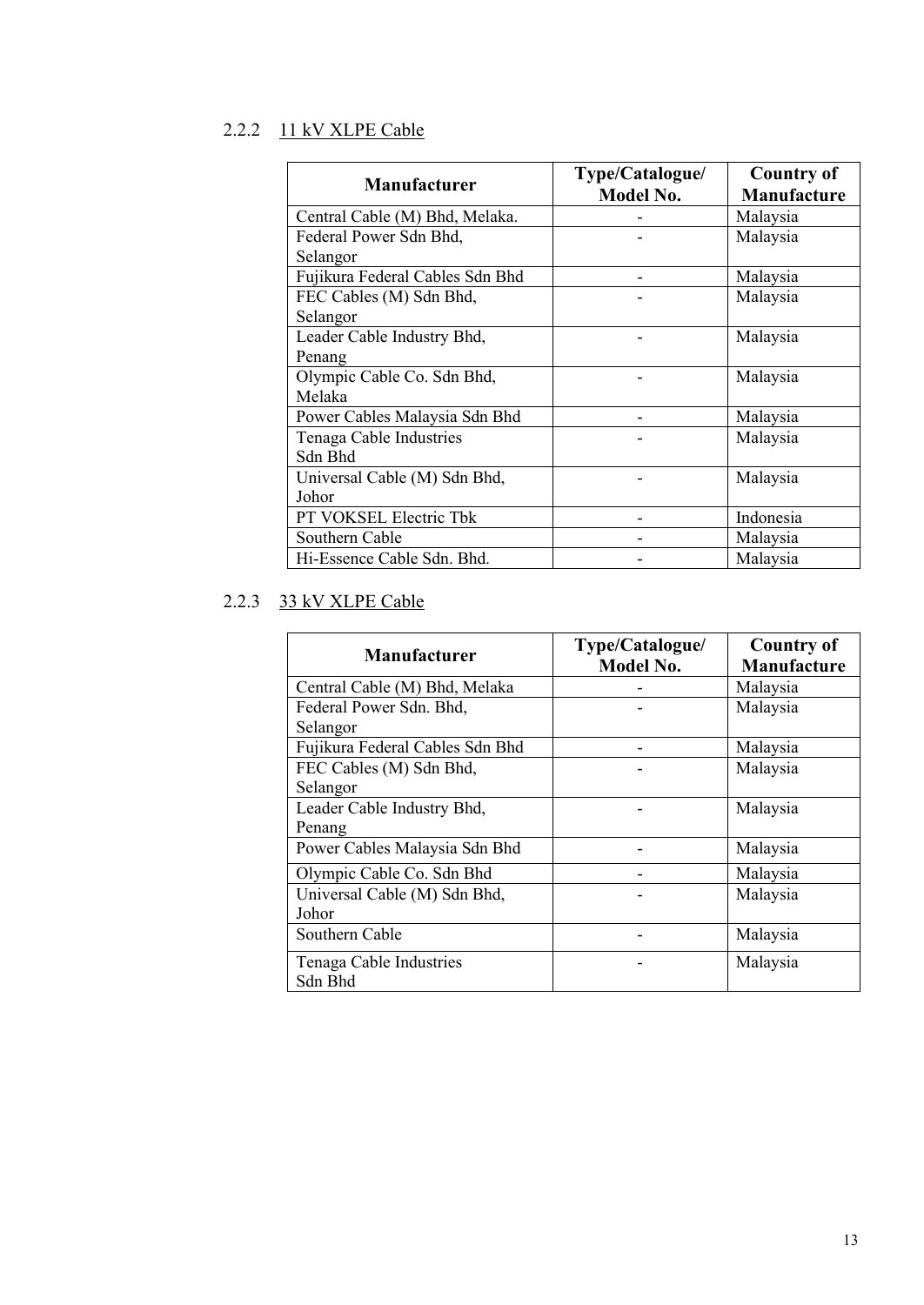### 2.2.2 11 kV XLPE Cable

| Manufacturer | Type/Catalogue/ Model No. | Country of Manufacture |
| --- | --- | --- |
| Central Cable (M) Bhd, Melaka. | - | Malaysia |
| Federal Power Sdn Bhd, Selangor | - | Malaysia |
| Fujikura Federal Cables Sdn Bhd | - | Malaysia |
| FEC Cables (M) Sdn Bhd, Selangor | - | Malaysia |
| Leader Cable Industry Bhd, Penang | - | Malaysia |
| Olympic Cable Co. Sdn Bhd, Melaka | - | Malaysia |
| Power Cables Malaysia Sdn Bhd | - | Malaysia |
| Tenaga Cable Industries Sdn Bhd | - | Malaysia |
| Universal Cable (M) Sdn Bhd, Johor | - | Malaysia |
| PT VOKSEL Electric Tbk | - | Indonesia |
| Southern Cable | - | Malaysia |
| Hi-Essence Cable Sdn. Bhd. | - | Malaysia |

### 2.2.3 33 kV XLPE Cable

| Manufacturer | Type/Catalogue/ Model No. | Country of Manufacture |
| --- | --- | --- |
| Central Cable (M) Bhd, Melaka | - | Malaysia |
| Federal Power Sdn. Bhd, Selangor | - | Malaysia |
| Fujikura Federal Cables Sdn Bhd | - | Malaysia |
| FEC Cables (M) Sdn Bhd, Selangor | - | Malaysia |
| Leader Cable Industry Bhd, Penang | - | Malaysia |
| Power Cables Malaysia Sdn Bhd | - | Malaysia |
| Olympic Cable Co. Sdn Bhd | - | Malaysia |
| Universal Cable (M) Sdn Bhd, Johor | - | Malaysia |
| Southern Cable | - | Malaysia |
| Tenaga Cable Industries Sdn Bhd | - | Malaysia |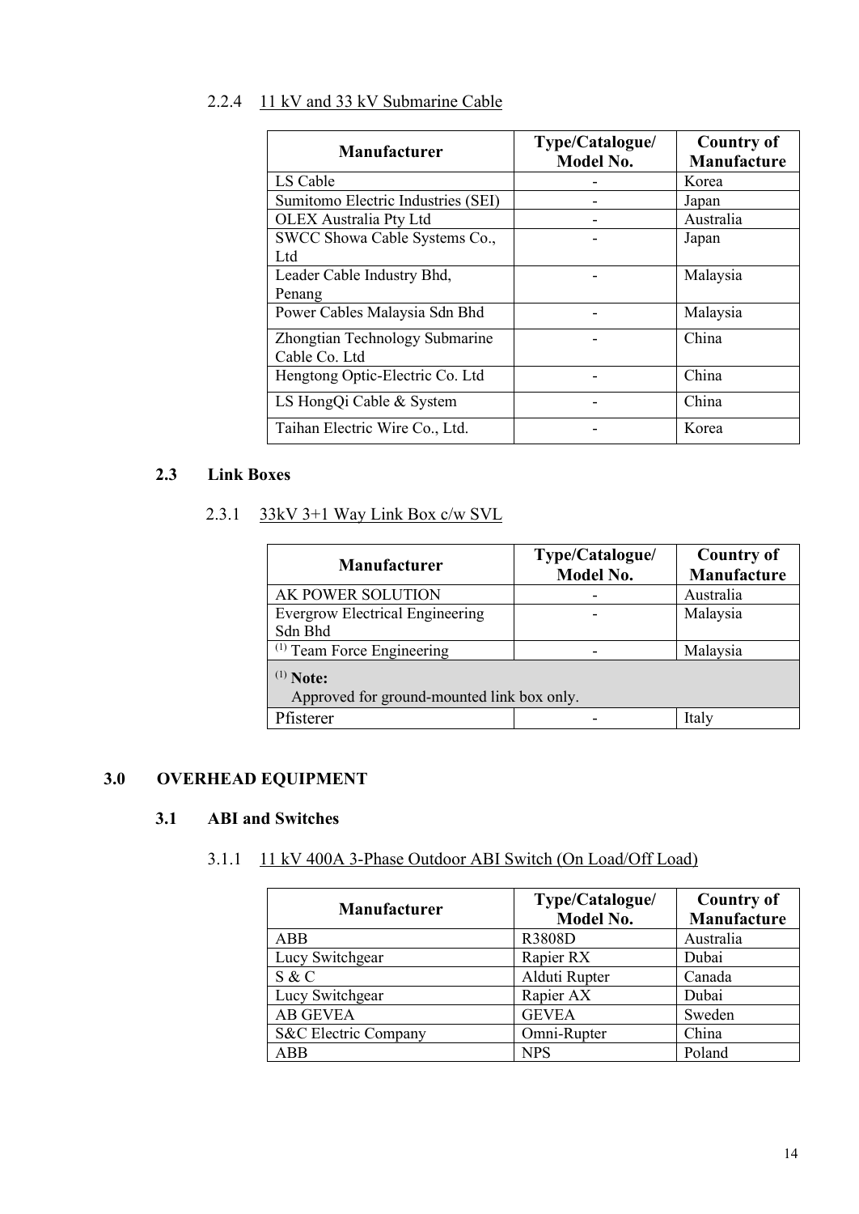#### 2.2.4 11 kV and 33 kV Submarine Cable

| Manufacturer | Type/Catalogue/ Model No. | Country of Manufacture |
|---|---|---|
| LS Cable | - | Korea |
| Sumitomo Electric Industries (SEI) | - | Japan |
| OLEX Australia Pty Ltd | - | Australia |
| SWCC Showa Cable Systems Co., Ltd | - | Japan |
| Leader Cable Industry Bhd, Penang | - | Malaysia |
| Power Cables Malaysia Sdn Bhd | - | Malaysia |
| Zhongtian Technology Submarine Cable Co. Ltd | - | China |
| Hengtong Optic-Electric Co. Ltd | - | China |
| LS HongQi Cable & System | - | China |
| Taihan Electric Wire Co., Ltd. | - | Korea |

### 2.3 Link Boxes

#### 2.3.1 33kV 3+1 Way Link Box c/w SVL

| Manufacturer | Type/Catalogue/ Model No. | Country of Manufacture |
|---|---|---|
| AK POWER SOLUTION | - | Australia |
| Evergrow Electrical Engineering Sdn Bhd | - | Malaysia |
| (1) Team Force Engineering | - | Malaysia |
| (1) **Note:** Approved for ground-mounted link box only. | | |
| Pfisterer | - | Italy |

## 3.0 OVERHEAD EQUIPMENT

### 3.1 ABI and Switches

#### 3.1.1 11 kV 400A 3-Phase Outdoor ABI Switch (On Load/Off Load)

| Manufacturer | Type/Catalogue/ Model No. | Country of Manufacture |
|---|---|---|
| ABB | R3808D | Australia |
| Lucy Switchgear | Rapier RX | Dubai |
| S & C | Alduti Rupter | Canada |
| Lucy Switchgear | Rapier AX | Dubai |
| AB GEVEA | GEVEA | Sweden |
| S&C Electric Company | Omni-Rupter | China |
| ABB | NPS | Poland |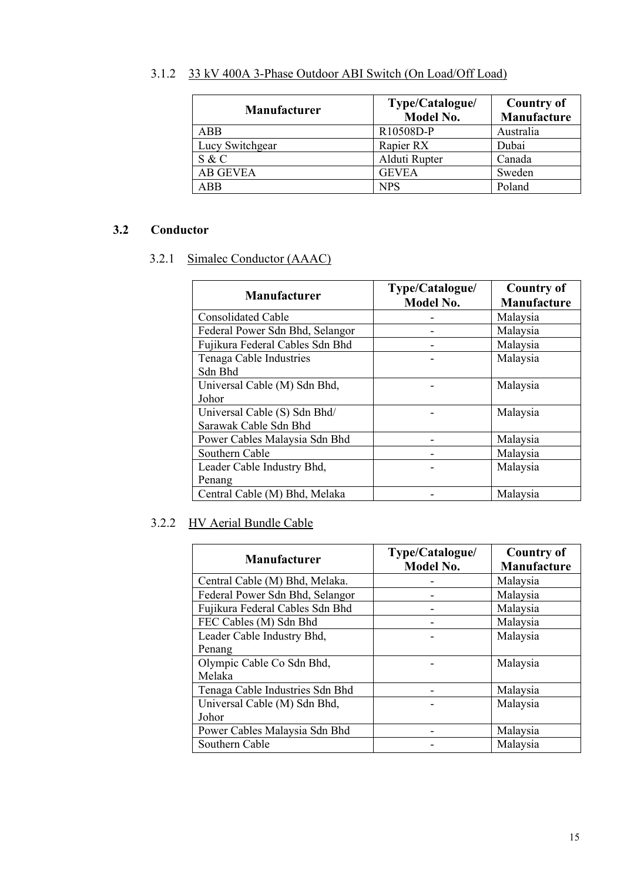### 3.1.2 33 kV 400A 3-Phase Outdoor ABI Switch (On Load/Off Load)

| Manufacturer | Type/Catalogue/ Model No. | Country of Manufacture |
|---|---|---|
| ABB | R10508D-P | Australia |
| Lucy Switchgear | Rapier RX | Dubai |
| S & C | Alduti Rupter | Canada |
| AB GEVEA | GEVEA | Sweden |
| ABB | NPS | Poland |

## 3.2 Conductor

### 3.2.1 Simalec Conductor (AAAC)

| Manufacturer | Type/Catalogue/ Model No. | Country of Manufacture |
|---|---|---|
| Consolidated Cable | - | Malaysia |
| Federal Power Sdn Bhd, Selangor | - | Malaysia |
| Fujikura Federal Cables Sdn Bhd | - | Malaysia |
| Tenaga Cable Industries Sdn Bhd | - | Malaysia |
| Universal Cable (M) Sdn Bhd, Johor | - | Malaysia |
| Universal Cable (S) Sdn Bhd/ Sarawak Cable Sdn Bhd | - | Malaysia |
| Power Cables Malaysia Sdn Bhd | - | Malaysia |
| Southern Cable | - | Malaysia |
| Leader Cable Industry Bhd, Penang | - | Malaysia |
| Central Cable (M) Bhd, Melaka | - | Malaysia |

### 3.2.2 HV Aerial Bundle Cable

| Manufacturer | Type/Catalogue/ Model No. | Country of Manufacture |
|---|---|---|
| Central Cable (M) Bhd, Melaka. | - | Malaysia |
| Federal Power Sdn Bhd, Selangor | - | Malaysia |
| Fujikura Federal Cables Sdn Bhd | - | Malaysia |
| FEC Cables (M) Sdn Bhd | - | Malaysia |
| Leader Cable Industry Bhd, Penang | - | Malaysia |
| Olympic Cable Co Sdn Bhd, Melaka | - | Malaysia |
| Tenaga Cable Industries Sdn Bhd | - | Malaysia |
| Universal Cable (M) Sdn Bhd, Johor | - | Malaysia |
| Power Cables Malaysia Sdn Bhd | - | Malaysia |
| Southern Cable | - | Malaysia |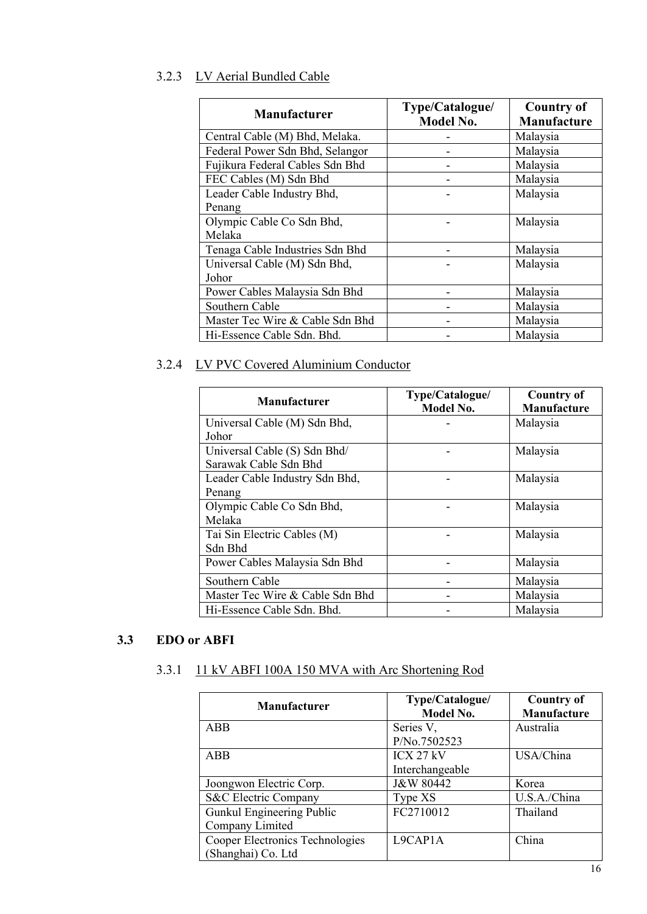#### 3.2.3 LV Aerial Bundled Cable

| Manufacturer | Type/Catalogue/ Model No. | Country of Manufacture |
|---|---|---|
| Central Cable (M) Bhd, Melaka. | - | Malaysia |
| Federal Power Sdn Bhd, Selangor | - | Malaysia |
| Fujikura Federal Cables Sdn Bhd | - | Malaysia |
| FEC Cables (M) Sdn Bhd | - | Malaysia |
| Leader Cable Industry Bhd, Penang | - | Malaysia |
| Olympic Cable Co Sdn Bhd, Melaka | - | Malaysia |
| Tenaga Cable Industries Sdn Bhd | - | Malaysia |
| Universal Cable (M) Sdn Bhd, Johor | - | Malaysia |
| Power Cables Malaysia Sdn Bhd | - | Malaysia |
| Southern Cable | - | Malaysia |
| Master Tec Wire & Cable Sdn Bhd | - | Malaysia |
| Hi-Essence Cable Sdn. Bhd. | - | Malaysia |

#### 3.2.4 LV PVC Covered Aluminium Conductor

| Manufacturer | Type/Catalogue/ Model No. | Country of Manufacture |
|---|---|---|
| Universal Cable (M) Sdn Bhd, Johor | - | Malaysia |
| Universal Cable (S) Sdn Bhd/ Sarawak Cable Sdn Bhd | - | Malaysia |
| Leader Cable Industry Sdn Bhd, Penang | - | Malaysia |
| Olympic Cable Co Sdn Bhd, Melaka | - | Malaysia |
| Tai Sin Electric Cables (M) Sdn Bhd | - | Malaysia |
| Power Cables Malaysia Sdn Bhd | - | Malaysia |
| Southern Cable | - | Malaysia |
| Master Tec Wire & Cable Sdn Bhd | - | Malaysia |
| Hi-Essence Cable Sdn. Bhd. | - | Malaysia |

### 3.3 EDO or ABFI

#### 3.3.1 11 kV ABFI 100A 150 MVA with Arc Shortening Rod

| Manufacturer | Type/Catalogue/ Model No. | Country of Manufacture |
|---|---|---|
| ABB | Series V, P/No.7502523 | Australia |
| ABB | ICX 27 kV Interchangeable | USA/China |
| Joongwon Electric Corp. | J&W 80442 | Korea |
| S&C Electric Company | Type XS | U.S.A./China |
| Gunkul Engineering Public Company Limited | FC2710012 | Thailand |
| Cooper Electronics Technologies (Shanghai) Co. Ltd | L9CAP1A | China |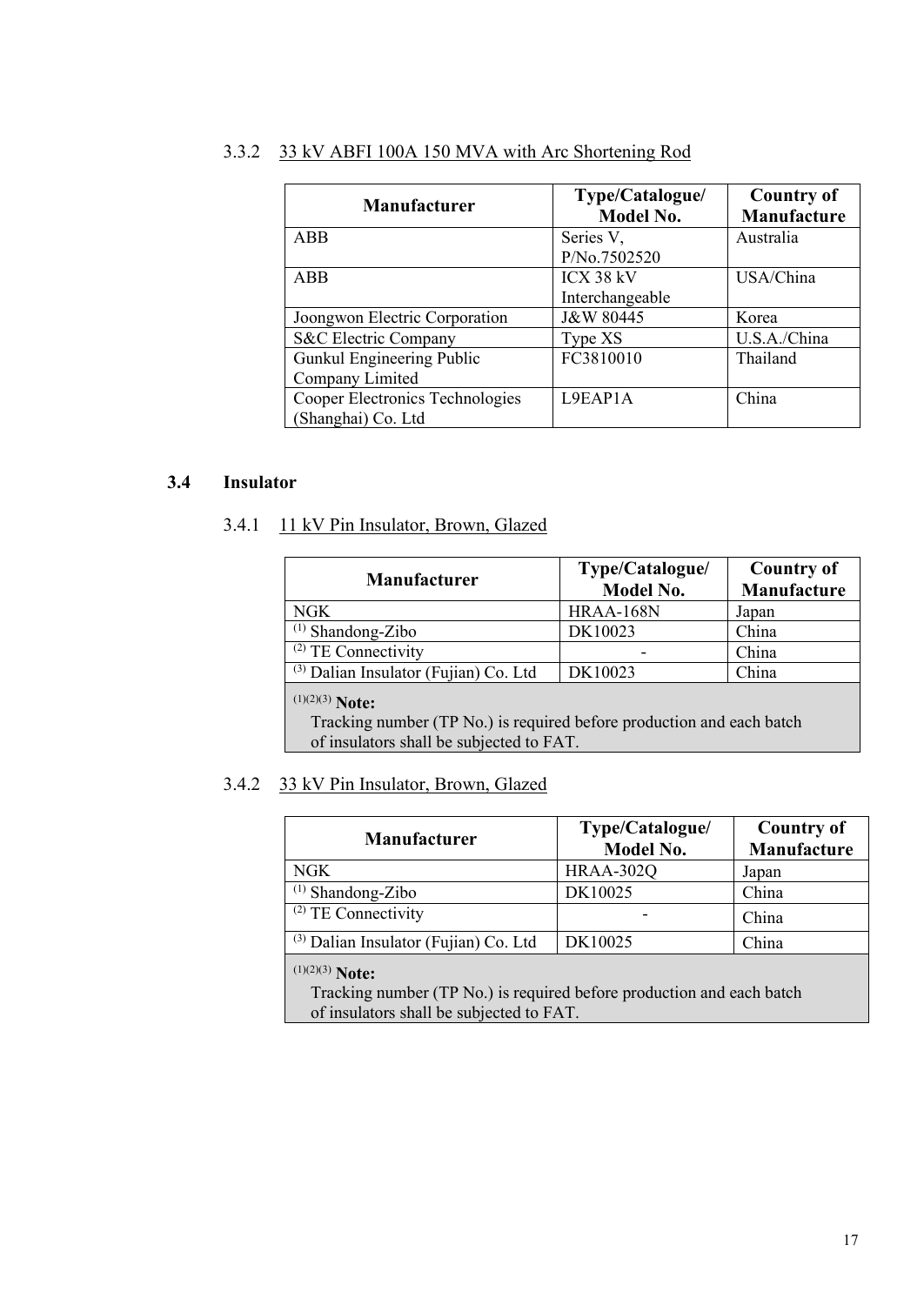#### 3.3.2 33 kV ABFI 100A 150 MVA with Arc Shortening Rod

| Manufacturer | Type/Catalogue/ Model No. | Country of Manufacture |
|---|---|---|
| ABB | Series V, P/No.7502520 | Australia |
| ABB | ICX 38 kV Interchangeable | USA/China |
| Joongwon Electric Corporation | J&W 80445 | Korea |
| S&C Electric Company | Type XS | U.S.A./China |
| Gunkul Engineering Public Company Limited | FC3810010 | Thailand |
| Cooper Electronics Technologies (Shanghai) Co. Ltd | L9EAP1A | China |

### 3.4 Insulator

#### 3.4.1 11 kV Pin Insulator, Brown, Glazed

| Manufacturer | Type/Catalogue/ Model No. | Country of Manufacture |
|---|---|---|
| NGK | HRAA-168N | Japan |
| (1) Shandong-Zibo | DK10023 | China |
| (2) TE Connectivity | - | China |
| (3) Dalian Insulator (Fujian) Co. Ltd | DK10023 | China |
| (1)(2)(3) **Note:** Tracking number (TP No.) is required before production and each batch of insulators shall be subjected to FAT. | | |

#### 3.4.2 33 kV Pin Insulator, Brown, Glazed

| Manufacturer | Type/Catalogue/ Model No. | Country of Manufacture |
|---|---|---|
| NGK | HRAA-302Q | Japan |
| (1) Shandong-Zibo | DK10025 | China |
| (2) TE Connectivity | - | China |
| (3) Dalian Insulator (Fujian) Co. Ltd | DK10025 | China |
| (1)(2)(3) **Note:** Tracking number (TP No.) is required before production and each batch of insulators shall be subjected to FAT. | | |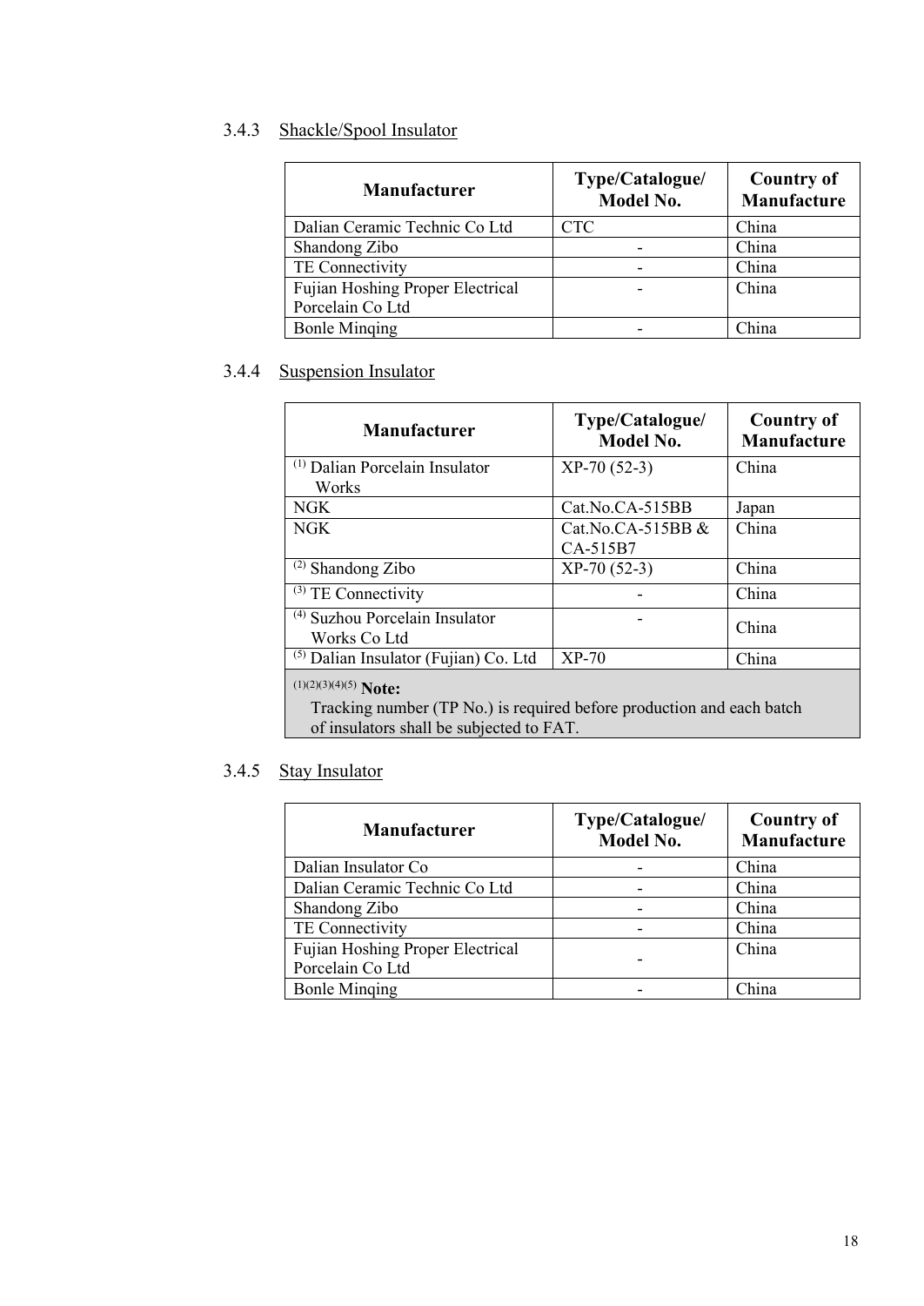### 3.4.3 Shackle/Spool Insulator

| Manufacturer | Type/Catalogue/ Model No. | Country of Manufacture |
| --- | --- | --- |
| Dalian Ceramic Technic Co Ltd | CTC | China |
| Shandong Zibo | - | China |
| TE Connectivity | - | China |
| Fujian Hoshing Proper Electrical Porcelain Co Ltd | - | China |
| Bonle Minqing | - | China |

### 3.4.4 Suspension Insulator

| Manufacturer | Type/Catalogue/ Model No. | Country of Manufacture |
| --- | --- | --- |
| (1) Dalian Porcelain Insulator Works | XP-70 (52-3) | China |
| NGK | Cat.No.CA-515BB | Japan |
| NGK | Cat.No.CA-515BB & CA-515B7 | China |
| (2) Shandong Zibo | XP-70 (52-3) | China |
| (3) TE Connectivity | - | China |
| (4) Suzhou Porcelain Insulator Works Co Ltd | - | China |
| (5) Dalian Insulator (Fujian) Co. Ltd | XP-70 | China |
| (1)(2)(3)(4)(5) **Note:** Tracking number (TP No.) is required before production and each batch of insulators shall be subjected to FAT. | | |

### 3.4.5 Stay Insulator

| Manufacturer | Type/Catalogue/ Model No. | Country of Manufacture |
| --- | --- | --- |
| Dalian Insulator Co | - | China |
| Dalian Ceramic Technic Co Ltd | - | China |
| Shandong Zibo | - | China |
| TE Connectivity | - | China |
| Fujian Hoshing Proper Electrical Porcelain Co Ltd | - | China |
| Bonle Minqing | - | China |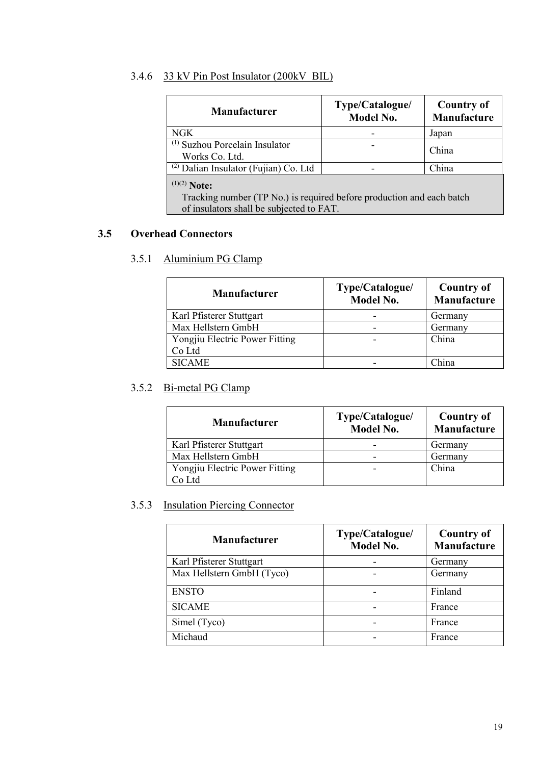#### 3.4.6 33 kV Pin Post Insulator (200kV BIL)

| Manufacturer | Type/Catalogue/ Model No. | Country of Manufacture |
|---|---|---|
| NGK | - | Japan |
| (1) Suzhou Porcelain Insulator Works Co. Ltd. | - | China |
| (2) Dalian Insulator (Fujian) Co. Ltd | - | China |

(1)(2) **Note:**
Tracking number (TP No.) is required before production and each batch of insulators shall be subjected to FAT.

### 3.5 Overhead Connectors

#### 3.5.1 Aluminium PG Clamp

| Manufacturer | Type/Catalogue/ Model No. | Country of Manufacture |
|---|---|---|
| Karl Pfisterer Stuttgart | - | Germany |
| Max Hellstern GmbH | - | Germany |
| Yongjiu Electric Power Fitting Co Ltd | - | China |
| SICAME | - | China |

#### 3.5.2 Bi-metal PG Clamp

| Manufacturer | Type/Catalogue/ Model No. | Country of Manufacture |
|---|---|---|
| Karl Pfisterer Stuttgart | - | Germany |
| Max Hellstern GmbH | - | Germany |
| Yongjiu Electric Power Fitting Co Ltd | - | China |

#### 3.5.3 Insulation Piercing Connector

| Manufacturer | Type/Catalogue/ Model No. | Country of Manufacture |
|---|---|---|
| Karl Pfisterer Stuttgart | - | Germany |
| Max Hellstern GmbH (Tyco) | - | Germany |
| ENSTO | - | Finland |
| SICAME | - | France |
| Simel (Tyco) | - | France |
| Michaud | - | France |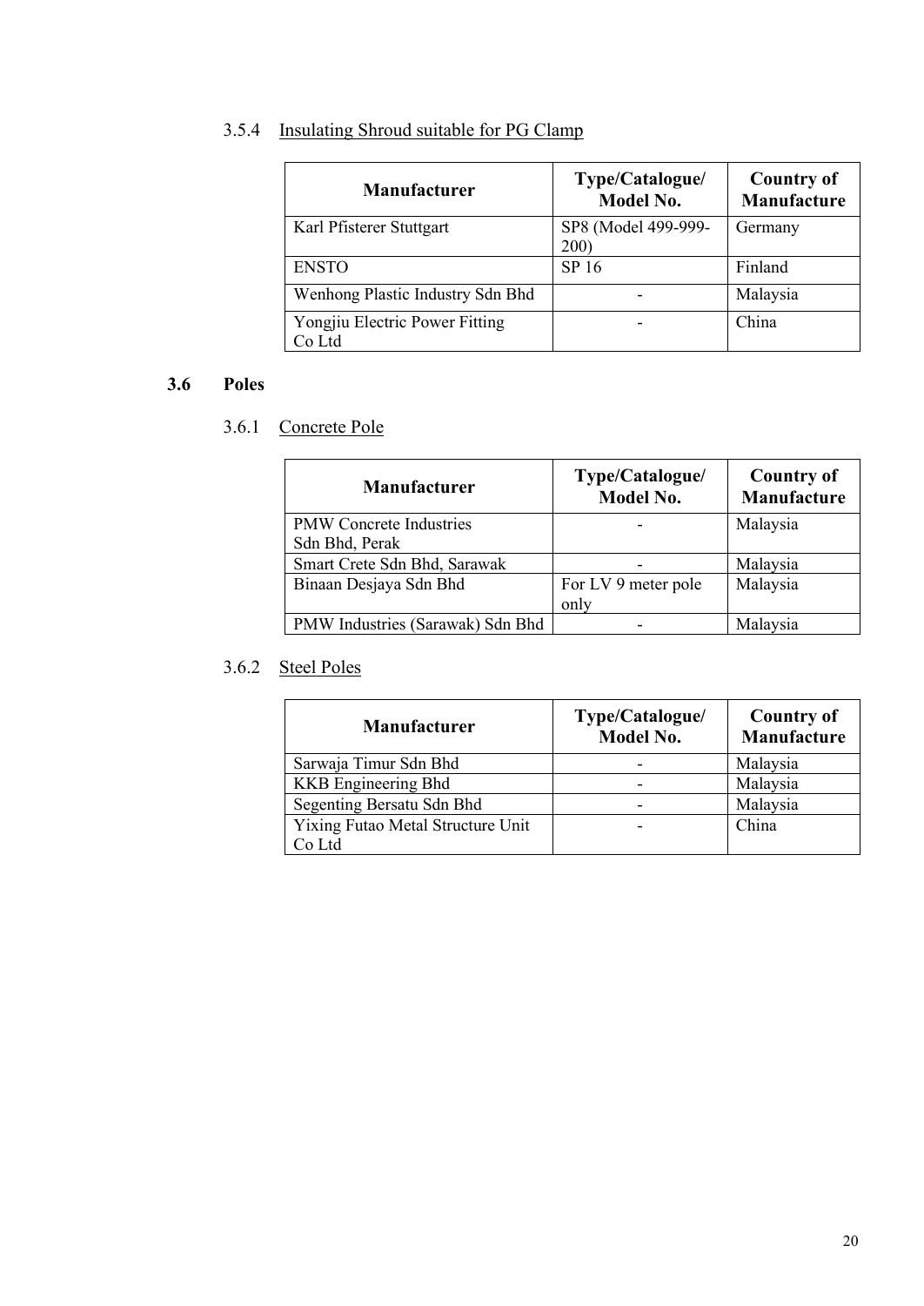#### 3.5.4 Insulating Shroud suitable for PG Clamp

| Manufacturer | Type/Catalogue/ Model No. | Country of Manufacture |
|---|---|---|
| Karl Pfisterer Stuttgart | SP8 (Model 499-999-200) | Germany |
| ENSTO | SP 16 | Finland |
| Wenhong Plastic Industry Sdn Bhd | - | Malaysia |
| Yongjiu Electric Power Fitting Co Ltd | - | China |

### 3.6 Poles

#### 3.6.1 Concrete Pole

| Manufacturer | Type/Catalogue/ Model No. | Country of Manufacture |
|---|---|---|
| PMW Concrete Industries Sdn Bhd, Perak | - | Malaysia |
| Smart Crete Sdn Bhd, Sarawak | - | Malaysia |
| Binaan Desjaya Sdn Bhd | For LV 9 meter pole only | Malaysia |
| PMW Industries (Sarawak) Sdn Bhd | - | Malaysia |

#### 3.6.2 Steel Poles

| Manufacturer | Type/Catalogue/ Model No. | Country of Manufacture |
|---|---|---|
| Sarwaja Timur Sdn Bhd | - | Malaysia |
| KKB Engineering Bhd | - | Malaysia |
| Segenting Bersatu Sdn Bhd | - | Malaysia |
| Yixing Futao Metal Structure Unit Co Ltd | - | China |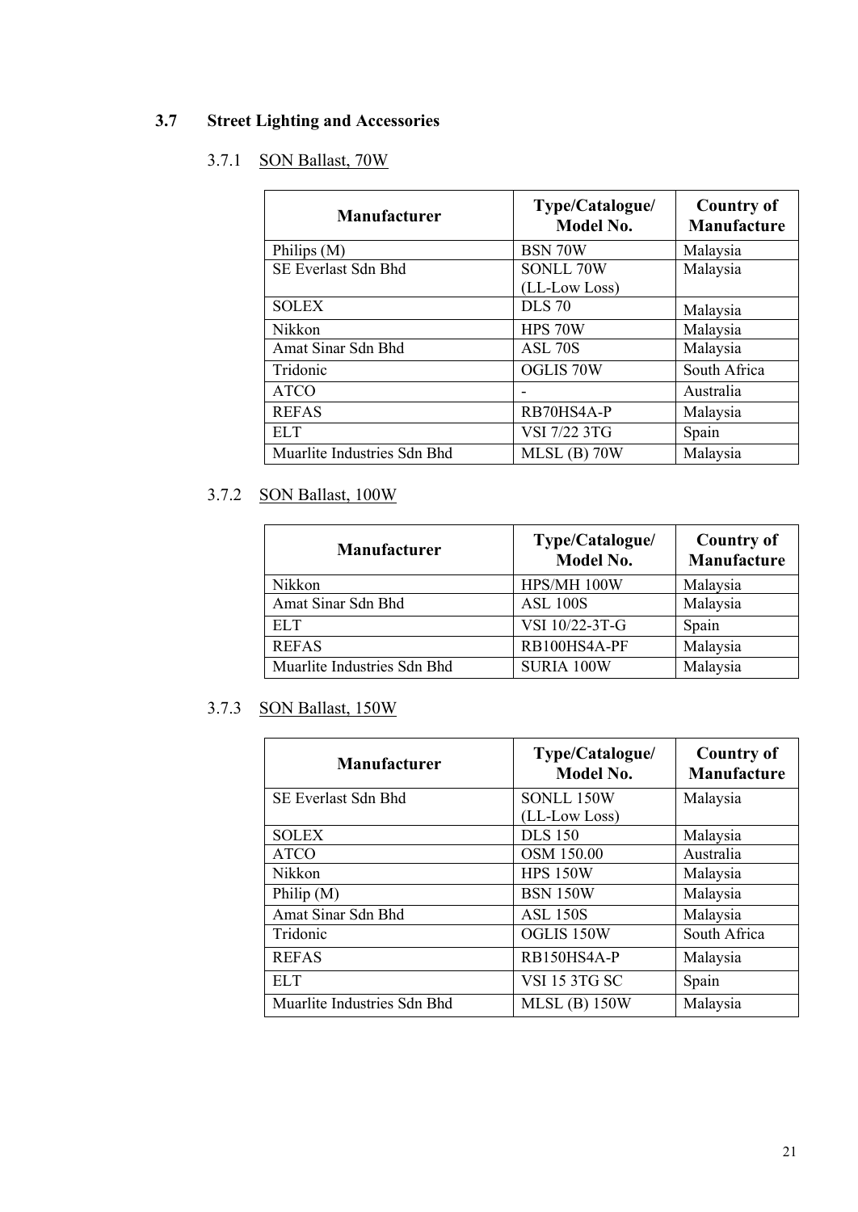## 3.7 Street Lighting and Accessories

### 3.7.1 SON Ballast, 70W

| Manufacturer | Type/Catalogue/ Model No. | Country of Manufacture |
|---|---|---|
| Philips (M) | BSN 70W | Malaysia |
| SE Everlast Sdn Bhd | SONLL 70W (LL-Low Loss) | Malaysia |
| SOLEX | DLS 70 | Malaysia |
| Nikkon | HPS 70W | Malaysia |
| Amat Sinar Sdn Bhd | ASL 70S | Malaysia |
| Tridonic | OGLIS 70W | South Africa |
| ATCO | - | Australia |
| REFAS | RB70HS4A-P | Malaysia |
| ELT | VSI 7/22 3TG | Spain |
| Muarlite Industries Sdn Bhd | MLSL (B) 70W | Malaysia |

### 3.7.2 SON Ballast, 100W

| Manufacturer | Type/Catalogue/ Model No. | Country of Manufacture |
|---|---|---|
| Nikkon | HPS/MH 100W | Malaysia |
| Amat Sinar Sdn Bhd | ASL 100S | Malaysia |
| ELT | VSI 10/22-3T-G | Spain |
| REFAS | RB100HS4A-PF | Malaysia |
| Muarlite Industries Sdn Bhd | SURIA 100W | Malaysia |

### 3.7.3 SON Ballast, 150W

| Manufacturer | Type/Catalogue/ Model No. | Country of Manufacture |
|---|---|---|
| SE Everlast Sdn Bhd | SONLL 150W (LL-Low Loss) | Malaysia |
| SOLEX | DLS 150 | Malaysia |
| ATCO | OSM 150.00 | Australia |
| Nikkon | HPS 150W | Malaysia |
| Philip (M) | BSN 150W | Malaysia |
| Amat Sinar Sdn Bhd | ASL 150S | Malaysia |
| Tridonic | OGLIS 150W | South Africa |
| REFAS | RB150HS4A-P | Malaysia |
| ELT | VSI 15 3TG SC | Spain |
| Muarlite Industries Sdn Bhd | MLSL (B) 150W | Malaysia |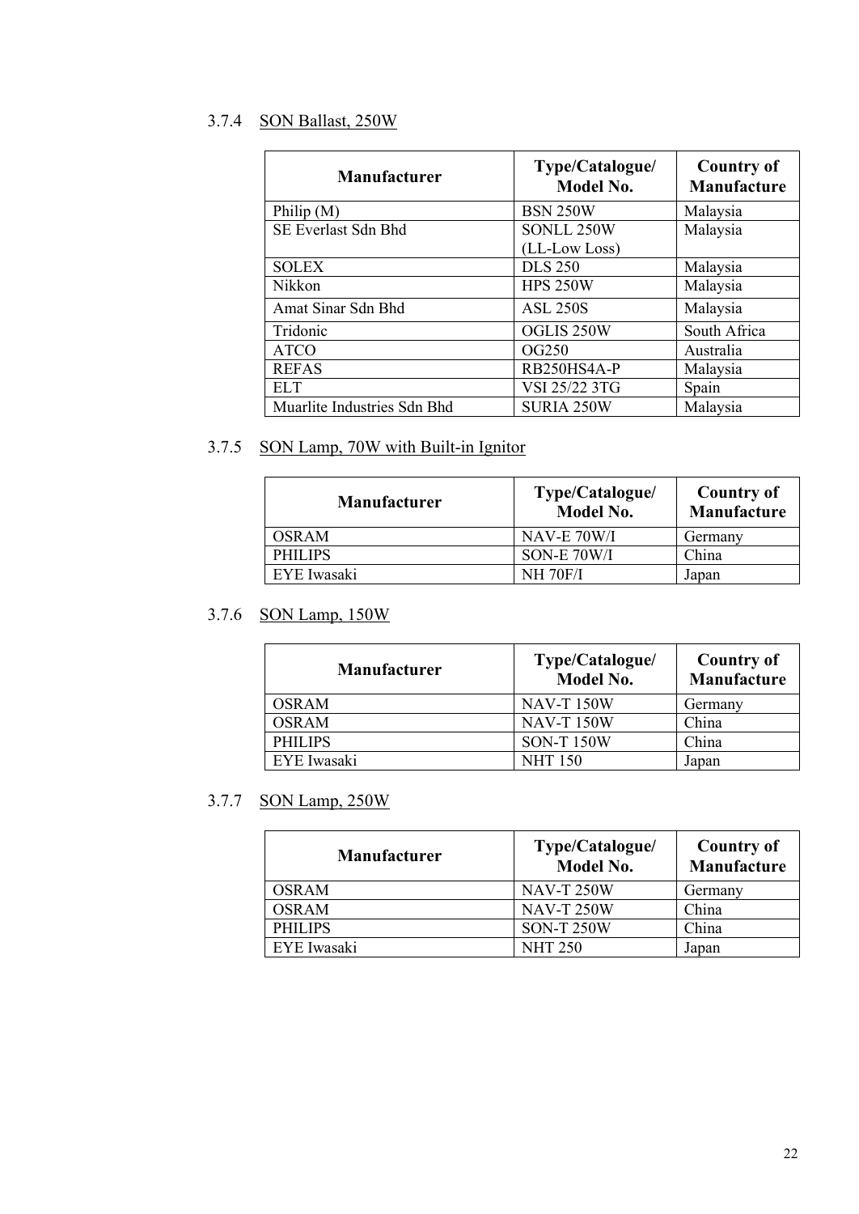### 3.7.4 SON Ballast, 250W

| Manufacturer | Type/Catalogue/ Model No. | Country of Manufacture |
|---|---|---|
| Philip (M) | BSN 250W | Malaysia |
| SE Everlast Sdn Bhd | SONLL 250W (LL-Low Loss) | Malaysia |
| SOLEX | DLS 250 | Malaysia |
| Nikkon | HPS 250W | Malaysia |
| Amat Sinar Sdn Bhd | ASL 250S | Malaysia |
| Tridonic | OGLIS 250W | South Africa |
| ATCO | OG250 | Australia |
| REFAS | RB250HS4A-P | Malaysia |
| ELT | VSI 25/22 3TG | Spain |
| Muarlite Industries Sdn Bhd | SURIA 250W | Malaysia |

### 3.7.5 SON Lamp, 70W with Built-in Ignitor

| Manufacturer | Type/Catalogue/ Model No. | Country of Manufacture |
|---|---|---|
| OSRAM | NAV-E 70W/I | Germany |
| PHILIPS | SON-E 70W/I | China |
| EYE Iwasaki | NH 70F/I | Japan |

### 3.7.6 SON Lamp, 150W

| Manufacturer | Type/Catalogue/ Model No. | Country of Manufacture |
|---|---|---|
| OSRAM | NAV-T 150W | Germany |
| OSRAM | NAV-T 150W | China |
| PHILIPS | SON-T 150W | China |
| EYE Iwasaki | NHT 150 | Japan |

### 3.7.7 SON Lamp, 250W

| Manufacturer | Type/Catalogue/ Model No. | Country of Manufacture |
|---|---|---|
| OSRAM | NAV-T 250W | Germany |
| OSRAM | NAV-T 250W | China |
| PHILIPS | SON-T 250W | China |
| EYE Iwasaki | NHT 250 | Japan |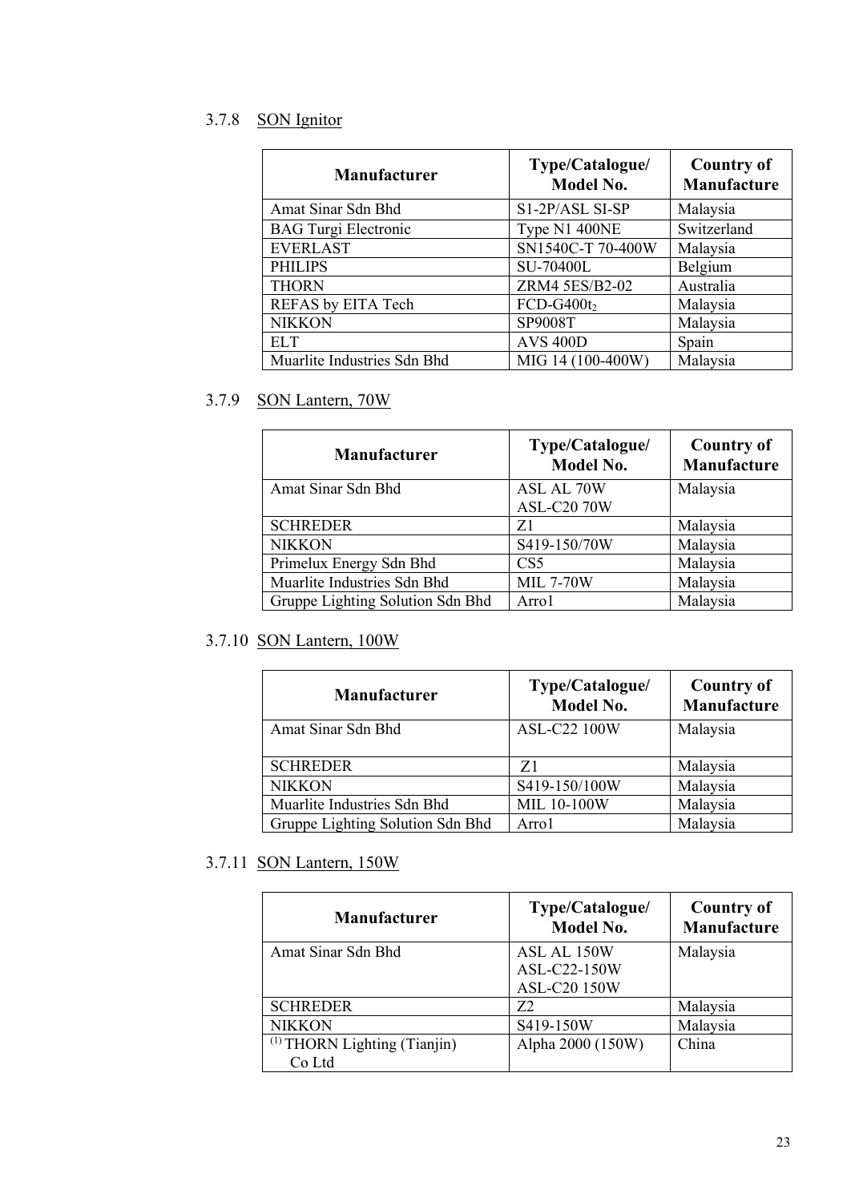### 3.7.8 SON Ignitor

| Manufacturer | Type/Catalogue/ Model No. | Country of Manufacture |
|---|---|---|
| Amat Sinar Sdn Bhd | S1-2P/ASL SI-SP | Malaysia |
| BAG Turgi Electronic | Type N1 400NE | Switzerland |
| EVERLAST | SN1540C-T 70-400W | Malaysia |
| PHILIPS | SU-70400L | Belgium |
| THORN | ZRM4 5ES/B2-02 | Australia |
| REFAS by EITA Tech | FCD-G400$t_2$ | Malaysia |
| NIKKON | SP9008T | Malaysia |
| ELT | AVS 400D | Spain |
| Muarlite Industries Sdn Bhd | MIG 14 (100-400W) | Malaysia |

### 3.7.9 SON Lantern, 70W

| Manufacturer | Type/Catalogue/ Model No. | Country of Manufacture |
|---|---|---|
| Amat Sinar Sdn Bhd | ASL AL 70W<br>ASL-C20 70W | Malaysia |
| SCHREDER | Z1 | Malaysia |
| NIKKON | S419-150/70W | Malaysia |
| Primelux Energy Sdn Bhd | CS5 | Malaysia |
| Muarlite Industries Sdn Bhd | MIL 7-70W | Malaysia |
| Gruppe Lighting Solution Sdn Bhd | Arro1 | Malaysia |

### 3.7.10 SON Lantern, 100W

| Manufacturer | Type/Catalogue/ Model No. | Country of Manufacture |
|---|---|---|
| Amat Sinar Sdn Bhd | ASL-C22 100W | Malaysia |
| SCHREDER | Z1 | Malaysia |
| NIKKON | S419-150/100W | Malaysia |
| Muarlite Industries Sdn Bhd | MIL 10-100W | Malaysia |
| Gruppe Lighting Solution Sdn Bhd | Arro1 | Malaysia |

### 3.7.11 SON Lantern, 150W

| Manufacturer | Type/Catalogue/ Model No. | Country of Manufacture |
|---|---|---|
| Amat Sinar Sdn Bhd | ASL AL 150W<br>ASL-C22-150W<br>ASL-C20 150W | Malaysia |
| SCHREDER | Z2 | Malaysia |
| NIKKON | S419-150W | Malaysia |
| (1) THORN Lighting (Tianjin) Co Ltd | Alpha 2000 (150W) | China |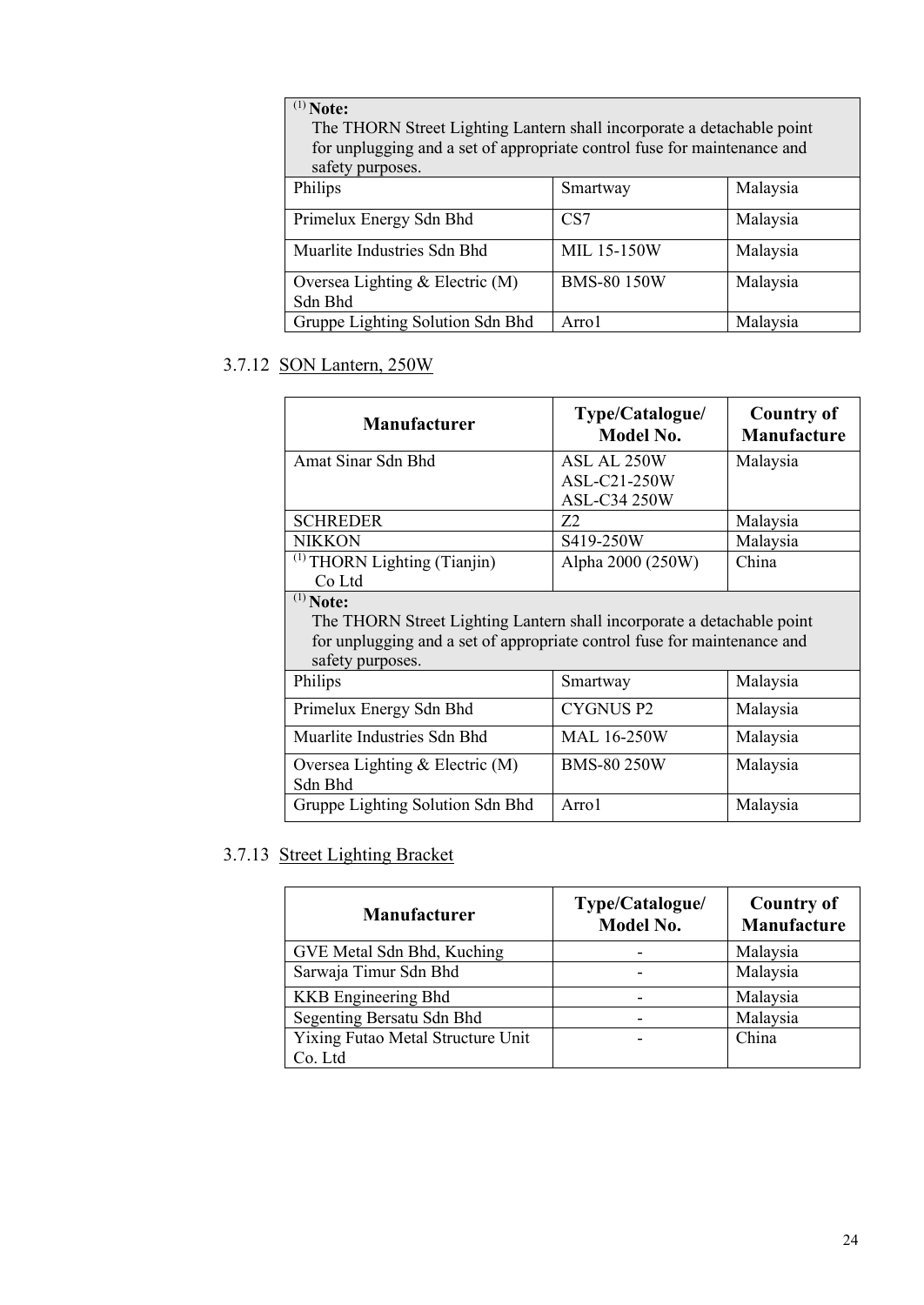| | | |
|---|---|---|
| [(1)] **Note:** The THORN Street Lighting Lantern shall incorporate a detachable point for unplugging and a set of appropriate control fuse for maintenance and safety purposes. | | |
| Philips | Smartway | Malaysia |
| Primelux Energy Sdn Bhd | CS7 | Malaysia |
| Muarlite Industries Sdn Bhd | MIL 15-150W | Malaysia |
| Oversea Lighting & Electric (M) Sdn Bhd | BMS-80 150W | Malaysia |
| Gruppe Lighting Solution Sdn Bhd | Arro1 | Malaysia |

### 3.7.12 SON Lantern, 250W

| Manufacturer | Type/Catalogue/ Model No. | Country of Manufacture |
|---|---|---|
| Amat Sinar Sdn Bhd | ASL AL 250W<br>ASL-C21-250W<br>ASL-C34 250W | Malaysia |
| SCHREDER | Z2 | Malaysia |
| NIKKON | S419-250W | Malaysia |
| [(1)] THORN Lighting (Tianjin) Co Ltd | Alpha 2000 (250W) | China |
| [(1)] **Note:** The THORN Street Lighting Lantern shall incorporate a detachable point for unplugging and a set of appropriate control fuse for maintenance and safety purposes. | | |
| Philips | Smartway | Malaysia |
| Primelux Energy Sdn Bhd | CYGNUS P2 | Malaysia |
| Muarlite Industries Sdn Bhd | MAL 16-250W | Malaysia |
| Oversea Lighting & Electric (M) Sdn Bhd | BMS-80 250W | Malaysia |
| Gruppe Lighting Solution Sdn Bhd | Arro1 | Malaysia |

### 3.7.13 Street Lighting Bracket

| Manufacturer | Type/Catalogue/ Model No. | Country of Manufacture |
|---|---|---|
| GVE Metal Sdn Bhd, Kuching | - | Malaysia |
| Sarwaja Timur Sdn Bhd | - | Malaysia |
| KKB Engineering Bhd | - | Malaysia |
| Segenting Bersatu Sdn Bhd | - | Malaysia |
| Yixing Futao Metal Structure Unit Co. Ltd | - | China |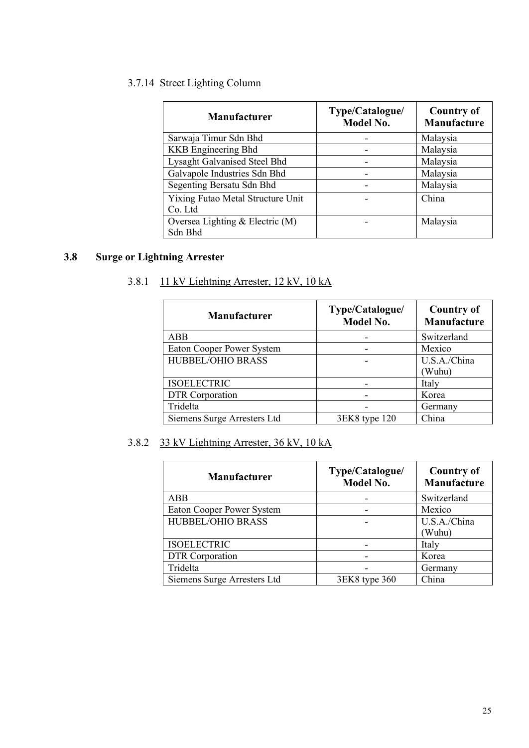#### 3.7.14 Street Lighting Column

| Manufacturer | Type/Catalogue/ Model No. | Country of Manufacture |
|---|---|---|
| Sarwaja Timur Sdn Bhd | - | Malaysia |
| KKB Engineering Bhd | - | Malaysia |
| Lysaght Galvanised Steel Bhd | - | Malaysia |
| Galvapole Industries Sdn Bhd | - | Malaysia |
| Segenting Bersatu Sdn Bhd | - | Malaysia |
| Yixing Futao Metal Structure Unit Co. Ltd | - | China |
| Oversea Lighting & Electric (M) Sdn Bhd | - | Malaysia |

## 3.8 Surge or Lightning Arrester

#### 3.8.1 11 kV Lightning Arrester, 12 kV, 10 kA

| Manufacturer | Type/Catalogue/ Model No. | Country of Manufacture |
|---|---|---|
| ABB | - | Switzerland |
| Eaton Cooper Power System | - | Mexico |
| HUBBEL/OHIO BRASS | - | U.S.A./China (Wuhu) |
| ISOELECTRIC | - | Italy |
| DTR Corporation | - | Korea |
| Tridelta | - | Germany |
| Siemens Surge Arresters Ltd | 3EK8 type 120 | China |

#### 3.8.2 33 kV Lightning Arrester, 36 kV, 10 kA

| Manufacturer | Type/Catalogue/ Model No. | Country of Manufacture |
|---|---|---|
| ABB | - | Switzerland |
| Eaton Cooper Power System | - | Mexico |
| HUBBEL/OHIO BRASS | - | U.S.A./China (Wuhu) |
| ISOELECTRIC | - | Italy |
| DTR Corporation | - | Korea |
| Tridelta | - | Germany |
| Siemens Surge Arresters Ltd | 3EK8 type 360 | China |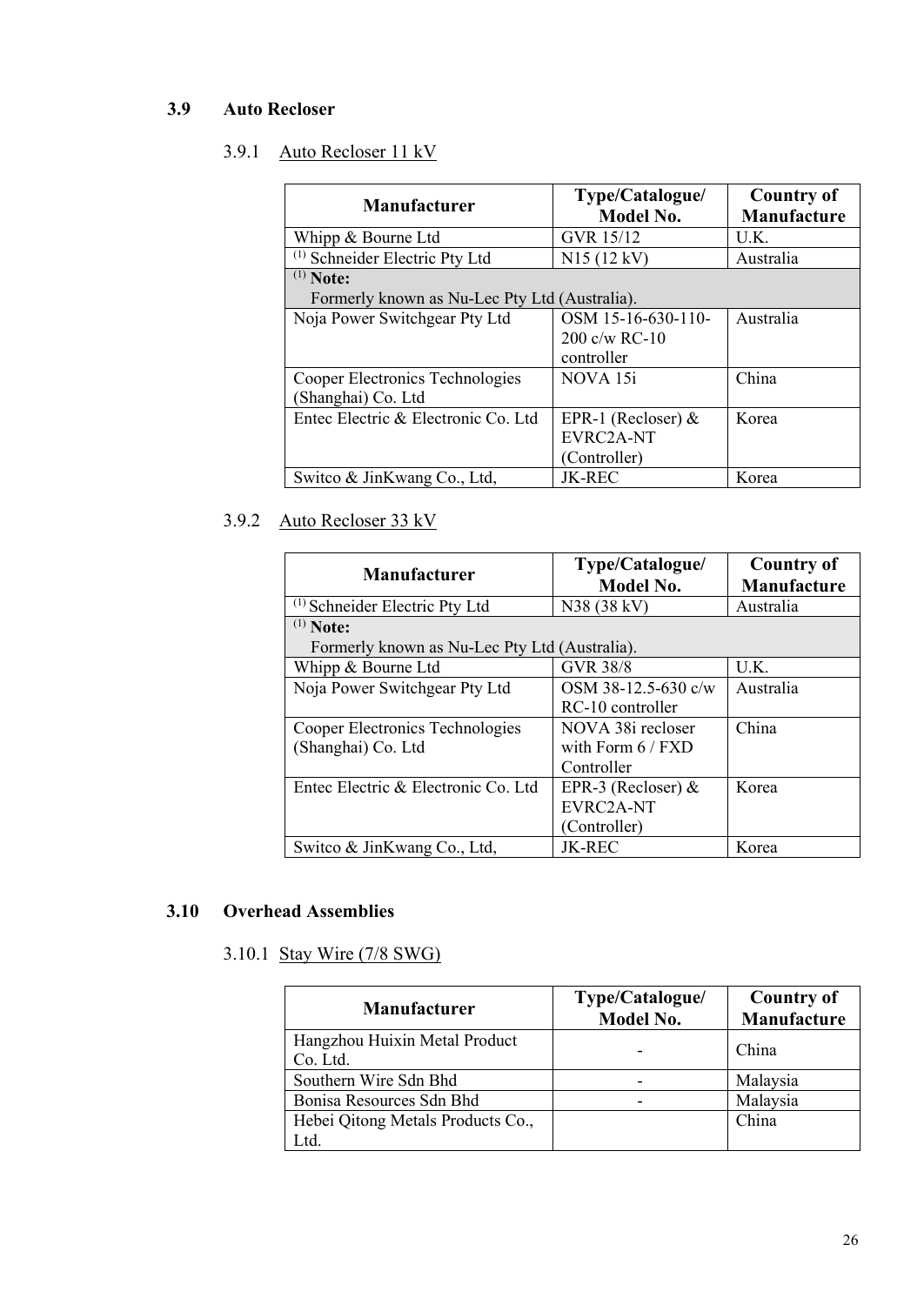## 3.9 Auto Recloser

### 3.9.1 Auto Recloser 11 kV

| Manufacturer | Type/Catalogue/ Model No. | Country of Manufacture |
|---|---|---|
| Whipp & Bourne Ltd | GVR 15/12 | U.K. |
| [1] Schneider Electric Pty Ltd | N15 (12 kV) | Australia |
| [1] **Note:** Formerly known as Nu-Lec Pty Ltd (Australia). | | |
| Noja Power Switchgear Pty Ltd | OSM 15-16-630-110-200 c/w RC-10 controller | Australia |
| Cooper Electronics Technologies (Shanghai) Co. Ltd | NOVA 15i | China |
| Entec Electric & Electronic Co. Ltd | EPR-1 (Recloser) & EVRC2A-NT (Controller) | Korea |
| Switco & JinKwang Co., Ltd, | JK-REC | Korea |

### 3.9.2 Auto Recloser 33 kV

| Manufacturer | Type/Catalogue/ Model No. | Country of Manufacture |
|---|---|---|
| [1] Schneider Electric Pty Ltd | N38 (38 kV) | Australia |
| [1] **Note:** Formerly known as Nu-Lec Pty Ltd (Australia). | | |
| Whipp & Bourne Ltd | GVR 38/8 | U.K. |
| Noja Power Switchgear Pty Ltd | OSM 38-12.5-630 c/w RC-10 controller | Australia |
| Cooper Electronics Technologies (Shanghai) Co. Ltd | NOVA 38i recloser with Form 6 / FXD Controller | China |
| Entec Electric & Electronic Co. Ltd | EPR-3 (Recloser) & EVRC2A-NT (Controller) | Korea |
| Switco & JinKwang Co., Ltd, | JK-REC | Korea |

## 3.10 Overhead Assemblies

### 3.10.1 Stay Wire (7/8 SWG)

| Manufacturer | Type/Catalogue/ Model No. | Country of Manufacture |
|---|---|---|
| Hangzhou Huixin Metal Product Co. Ltd. | - | China |
| Southern Wire Sdn Bhd | - | Malaysia |
| Bonisa Resources Sdn Bhd | - | Malaysia |
| Hebei Qitong Metals Products Co., Ltd. | | China |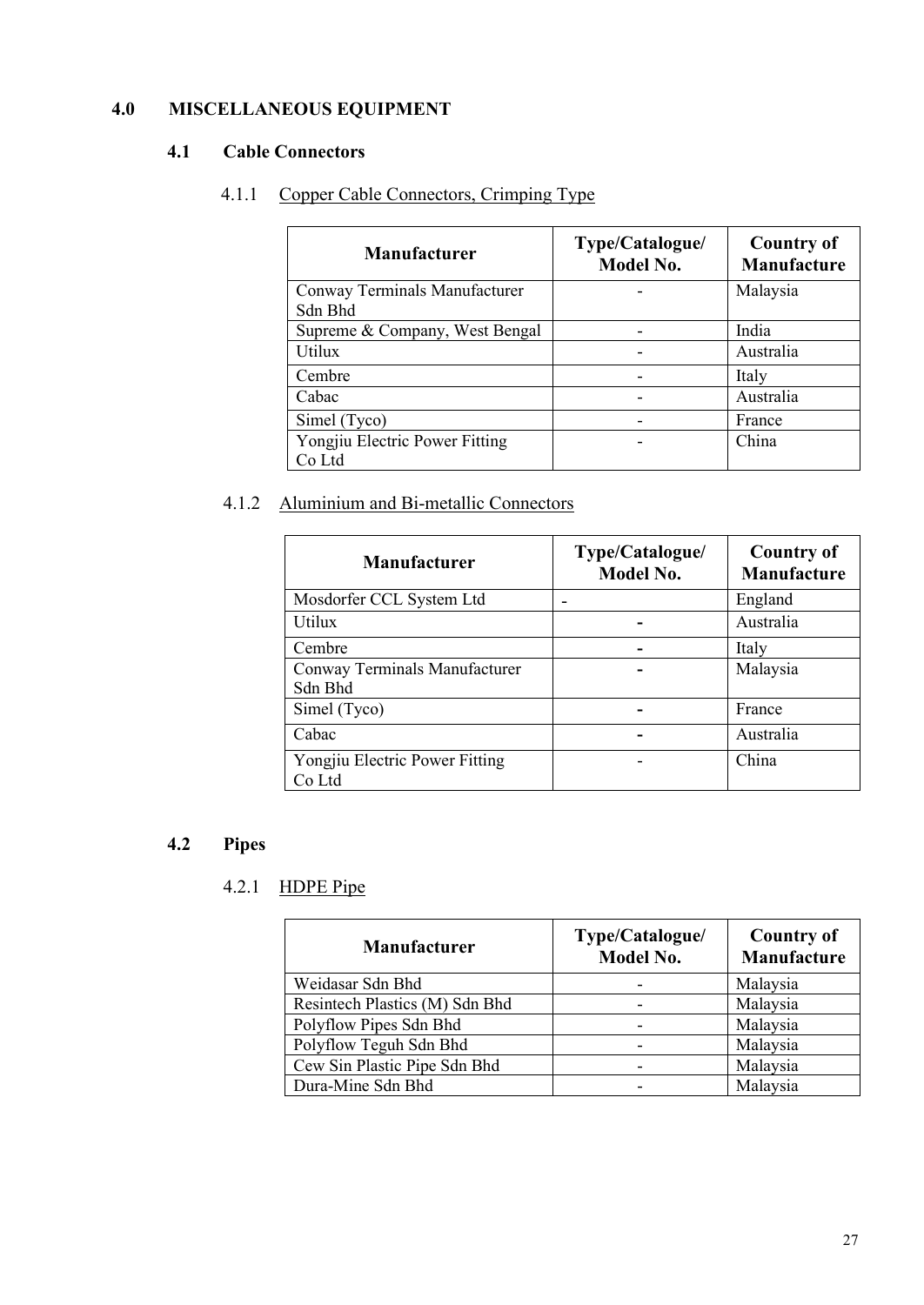# 4.0 MISCELLANEOUS EQUIPMENT

## 4.1 Cable Connectors

### 4.1.1 Copper Cable Connectors, Crimping Type

| Manufacturer | Type/Catalogue/ Model No. | Country of Manufacture |
|---|---|---|
| Conway Terminals Manufacturer Sdn Bhd | - | Malaysia |
| Supreme & Company, West Bengal | - | India |
| Utilux | - | Australia |
| Cembre | - | Italy |
| Cabac | - | Australia |
| Simel (Tyco) | - | France |
| Yongjiu Electric Power Fitting Co Ltd | - | China |

### 4.1.2 Aluminium and Bi-metallic Connectors

| Manufacturer | Type/Catalogue/ Model No. | Country of Manufacture |
|---|---|---|
| Mosdorfer CCL System Ltd | - | England |
| Utilux | - | Australia |
| Cembre | - | Italy |
| Conway Terminals Manufacturer Sdn Bhd | - | Malaysia |
| Simel (Tyco) | - | France |
| Cabac | - | Australia |
| Yongjiu Electric Power Fitting Co Ltd | - | China |

## 4.2 Pipes

### 4.2.1 HDPE Pipe

| Manufacturer | Type/Catalogue/ Model No. | Country of Manufacture |
|---|---|---|
| Weidasar Sdn Bhd | - | Malaysia |
| Resintech Plastics (M) Sdn Bhd | - | Malaysia |
| Polyflow Pipes Sdn Bhd | - | Malaysia |
| Polyflow Teguh Sdn Bhd | - | Malaysia |
| Cew Sin Plastic Pipe Sdn Bhd | - | Malaysia |
| Dura-Mine Sdn Bhd | - | Malaysia |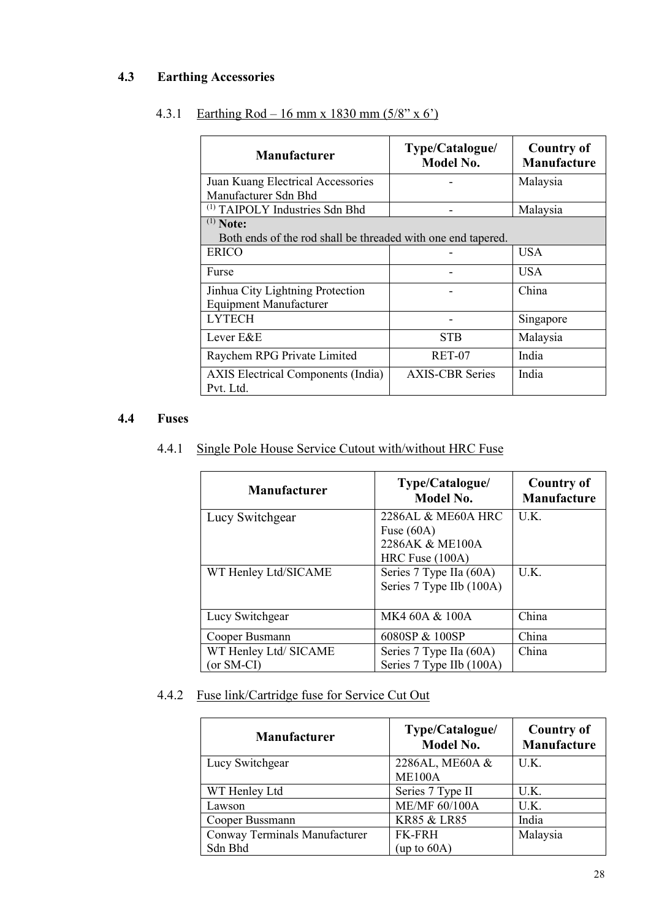## 4.3 Earthing Accessories

### 4.3.1 Earthing Rod – 16 mm x 1830 mm (5/8" x 6')

| Manufacturer | Type/Catalogue/ Model No. | Country of Manufacture |
|---|---|---|
| Juan Kuang Electrical Accessories Manufacturer Sdn Bhd | - | Malaysia |
| (1) TAIPOLY Industries Sdn Bhd | - | Malaysia |
| (1) **Note:** Both ends of the rod shall be threaded with one end tapered. | | |
| ERICO | - | USA |
| Furse | - | USA |
| Jinhua City Lightning Protection Equipment Manufacturer | - | China |
| LYTECH | - | Singapore |
| Lever E&E | STB | Malaysia |
| Raychem RPG Private Limited | RET-07 | India |
| AXIS Electrical Components (India) Pvt. Ltd. | AXIS-CBR Series | India |

## 4.4 Fuses

### 4.4.1 Single Pole House Service Cutout with/without HRC Fuse

| Manufacturer | Type/Catalogue/ Model No. | Country of Manufacture |
|---|---|---|
| Lucy Switchgear | 2286AL & ME60A HRC Fuse (60A) 2286AK & ME100A HRC Fuse (100A) | U.K. |
| WT Henley Ltd/SICAME | Series 7 Type IIa (60A) Series 7 Type IIb (100A) | U.K. |
| Lucy Switchgear | MK4 60A & 100A | China |
| Cooper Busmann | 6080SP & 100SP | China |
| WT Henley Ltd/ SICAME (or SM-CI) | Series 7 Type IIa (60A) Series 7 Type IIb (100A) | China |

### 4.4.2 Fuse link/Cartridge fuse for Service Cut Out

| Manufacturer | Type/Catalogue/ Model No. | Country of Manufacture |
|---|---|---|
| Lucy Switchgear | 2286AL, ME60A & ME100A | U.K. |
| WT Henley Ltd | Series 7 Type II | U.K. |
| Lawson | ME/MF 60/100A | U.K. |
| Cooper Bussmann | KR85 & LR85 | India |
| Conway Terminals Manufacturer Sdn Bhd | FK-FRH (up to 60A) | Malaysia |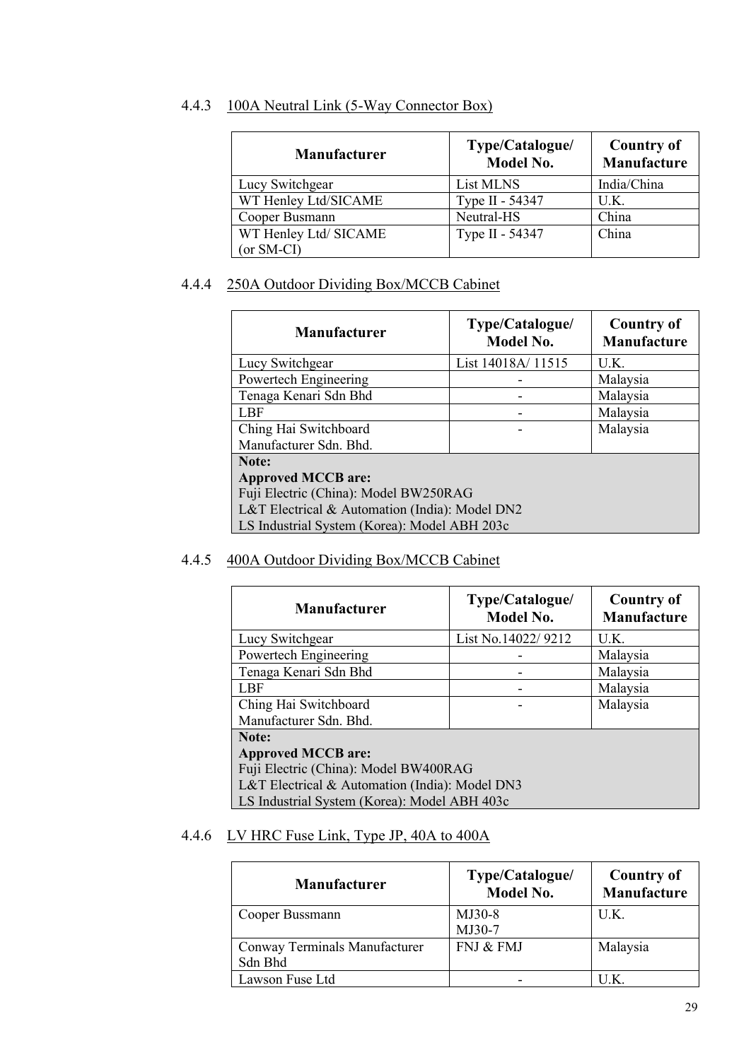#### 4.4.3 100A Neutral Link (5-Way Connector Box)

| Manufacturer | Type/Catalogue/ Model No. | Country of Manufacture |
|---|---|---|
| Lucy Switchgear | List MLNS | India/China |
| WT Henley Ltd/SICAME | Type II - 54347 | U.K. |
| Cooper Busmann | Neutral-HS | China |
| WT Henley Ltd/ SICAME (or SM-CI) | Type II - 54347 | China |

#### 4.4.4 250A Outdoor Dividing Box/MCCB Cabinet

| Manufacturer | Type/Catalogue/ Model No. | Country of Manufacture |
|---|---|---|
| Lucy Switchgear | List 14018A/ 11515 | U.K. |
| Powertech Engineering | - | Malaysia |
| Tenaga Kenari Sdn Bhd | - | Malaysia |
| LBF | - | Malaysia |
| Ching Hai Switchboard Manufacturer Sdn. Bhd. | - | Malaysia |
| **Note:**<br>**Approved MCCB are:**<br>Fuji Electric (China): Model BW250RAG<br>L&T Electrical & Automation (India): Model DN2<br>LS Industrial System (Korea): Model ABH 203c | | |

#### 4.4.5 400A Outdoor Dividing Box/MCCB Cabinet

| Manufacturer | Type/Catalogue/ Model No. | Country of Manufacture |
|---|---|---|
| Lucy Switchgear | List No.14022/ 9212 | U.K. |
| Powertech Engineering | - | Malaysia |
| Tenaga Kenari Sdn Bhd | - | Malaysia |
| LBF | - | Malaysia |
| Ching Hai Switchboard Manufacturer Sdn. Bhd. | - | Malaysia |
| **Note:**<br>**Approved MCCB are:**<br>Fuji Electric (China): Model BW400RAG<br>L&T Electrical & Automation (India): Model DN3<br>LS Industrial System (Korea): Model ABH 403c | | |

#### 4.4.6 LV HRC Fuse Link, Type JP, 40A to 400A

| Manufacturer | Type/Catalogue/ Model No. | Country of Manufacture |
|---|---|---|
| Cooper Bussmann | MJ30-8<br>MJ30-7 | U.K. |
| Conway Terminals Manufacturer Sdn Bhd | FNJ & FMJ | Malaysia |
| Lawson Fuse Ltd | - | U.K. |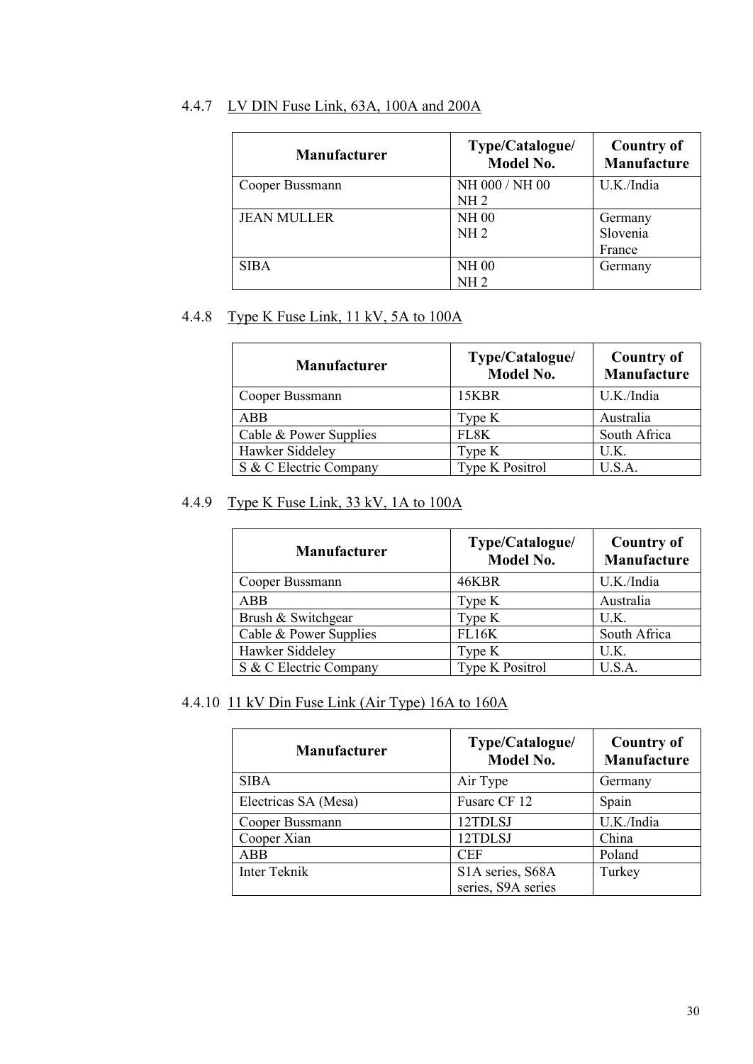#### 4.4.7 LV DIN Fuse Link, 63A, 100A and 200A

| Manufacturer | Type/Catalogue/ Model No. | Country of Manufacture |
|---|---|---|
| Cooper Bussmann | NH 000 / NH 00<br>NH 2 | U.K./India |
| JEAN MULLER | NH 00<br>NH 2 | Germany<br>Slovenia<br>France |
| SIBA | NH 00<br>NH 2 | Germany |

#### 4.4.8 Type K Fuse Link, 11 kV, 5A to 100A

| Manufacturer | Type/Catalogue/ Model No. | Country of Manufacture |
|---|---|---|
| Cooper Bussmann | 15KBR | U.K./India |
| ABB | Type K | Australia |
| Cable & Power Supplies | FL8K | South Africa |
| Hawker Siddeley | Type K | U.K. |
| S & C Electric Company | Type K Positrol | U.S.A. |

#### 4.4.9 Type K Fuse Link, 33 kV, 1A to 100A

| Manufacturer | Type/Catalogue/ Model No. | Country of Manufacture |
|---|---|---|
| Cooper Bussmann | 46KBR | U.K./India |
| ABB | Type K | Australia |
| Brush & Switchgear | Type K | U.K. |
| Cable & Power Supplies | FL16K | South Africa |
| Hawker Siddeley | Type K | U.K. |
| S & C Electric Company | Type K Positrol | U.S.A. |

#### 4.4.10 11 kV Din Fuse Link (Air Type) 16A to 160A

| Manufacturer | Type/Catalogue/ Model No. | Country of Manufacture |
|---|---|---|
| SIBA | Air Type | Germany |
| Electricas SA (Mesa) | Fusarc CF 12 | Spain |
| Cooper Bussmann | 12TDLSJ | U.K./India |
| Cooper Xian | 12TDLSJ | China |
| ABB | CEF | Poland |
| Inter Teknik | S1A series, S68A series, S9A series | Turkey |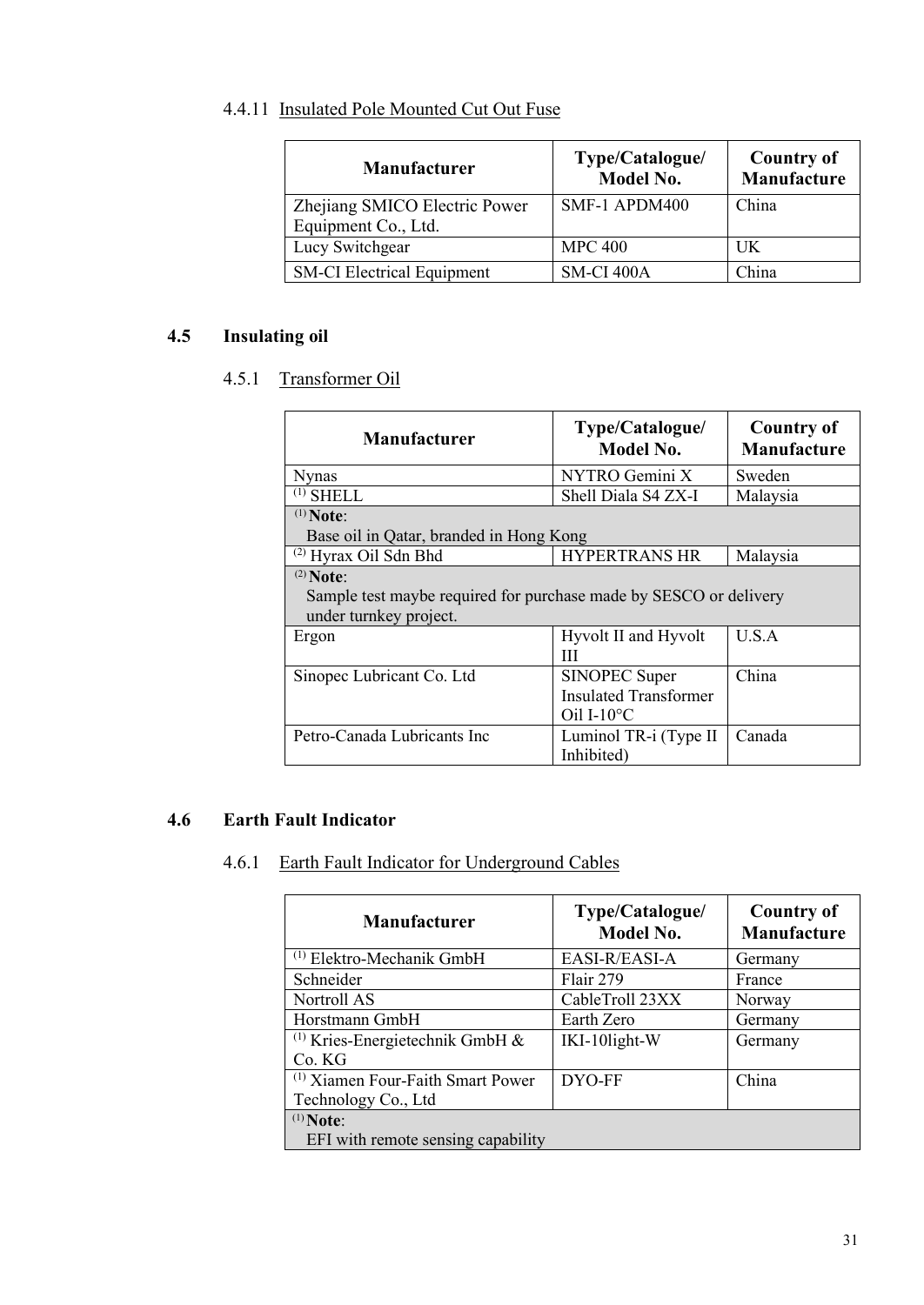#### 4.4.11 Insulated Pole Mounted Cut Out Fuse

| Manufacturer | Type/Catalogue/ Model No. | Country of Manufacture |
|---|---|---|
| Zhejiang SMICO Electric Power Equipment Co., Ltd. | SMF-1 APDM400 | China |
| Lucy Switchgear | MPC 400 | UK |
| SM-CI Electrical Equipment | SM-CI 400A | China |

### 4.5 Insulating oil

#### 4.5.1 Transformer Oil

| Manufacturer | Type/Catalogue/ Model No. | Country of Manufacture |
|---|---|---|
| Nynas | NYTRO Gemini X | Sweden |
| (1) SHELL | Shell Diala S4 ZX-I | Malaysia |
| (1) **Note**: Base oil in Qatar, branded in Hong Kong | | |
| (2) Hyrax Oil Sdn Bhd | HYPERTRANS HR | Malaysia |
| (2) **Note**: Sample test maybe required for purchase made by SESCO or delivery under turnkey project. | | |
| Ergon | Hyvolt II and Hyvolt III | U.S.A |
| Sinopec Lubricant Co. Ltd | SINOPEC Super Insulated Transformer Oil I-10°C | China |
| Petro-Canada Lubricants Inc | Luminol TR-i (Type II Inhibited) | Canada |

### 4.6 Earth Fault Indicator

#### 4.6.1 Earth Fault Indicator for Underground Cables

| Manufacturer | Type/Catalogue/ Model No. | Country of Manufacture |
|---|---|---|
| (1) Elektro-Mechanik GmbH | EASI-R/EASI-A | Germany |
| Schneider | Flair 279 | France |
| Nortroll AS | CableTroll 23XX | Norway |
| Horstmann GmbH | Earth Zero | Germany |
| (1) Kries-Energietechnik GmbH & Co. KG | IKI-10light-W | Germany |
| (1) Xiamen Four-Faith Smart Power Technology Co., Ltd | DYO-FF | China |
| (1) **Note**: EFI with remote sensing capability | | |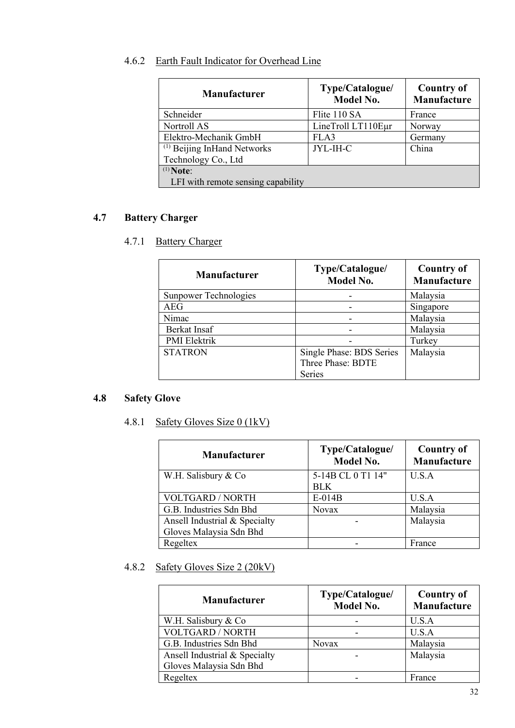#### 4.6.2 Earth Fault Indicator for Overhead Line

| Manufacturer | Type/Catalogue/ Model No. | Country of Manufacture |
|---|---|---|
| Schneider | Flite 110 SA | France |
| Nortroll AS | LineTroll LT110Eμr | Norway |
| Elektro-Mechanik GmbH | FLA3 | Germany |
| [(1)] Beijing InHand Networks Technology Co., Ltd | JYL-IH-C | China |
| [(1)] **Note**: LFI with remote sensing capability | | |

## 4.7 Battery Charger

#### 4.7.1 Battery Charger

| Manufacturer | Type/Catalogue/ Model No. | Country of Manufacture |
|---|---|---|
| Sunpower Technologies | - | Malaysia |
| AEG | - | Singapore |
| Nimac | - | Malaysia |
| Berkat Insaf | - | Malaysia |
| PMI Elektrik | - | Turkey |
| STATRON | Single Phase: BDS Series Three Phase: BDTE Series | Malaysia |

## 4.8 Safety Glove

#### 4.8.1 Safety Gloves Size 0 (1kV)

| Manufacturer | Type/Catalogue/ Model No. | Country of Manufacture |
|---|---|---|
| W.H. Salisbury & Co | 5-14B CL 0 T1 14" BLK | U.S.A |
| VOLTGARD / NORTH | E-014B | U.S.A |
| G.B. Industries Sdn Bhd | Novax | Malaysia |
| Ansell Industrial & Specialty Gloves Malaysia Sdn Bhd | - | Malaysia |
| Regeltex | - | France |

#### 4.8.2 Safety Gloves Size 2 (20kV)

| Manufacturer | Type/Catalogue/ Model No. | Country of Manufacture |
|---|---|---|
| W.H. Salisbury & Co | - | U.S.A |
| VOLTGARD / NORTH | - | U.S.A |
| G.B. Industries Sdn Bhd | Novax | Malaysia |
| Ansell Industrial & Specialty Gloves Malaysia Sdn Bhd | - | Malaysia |
| Regeltex | - | France |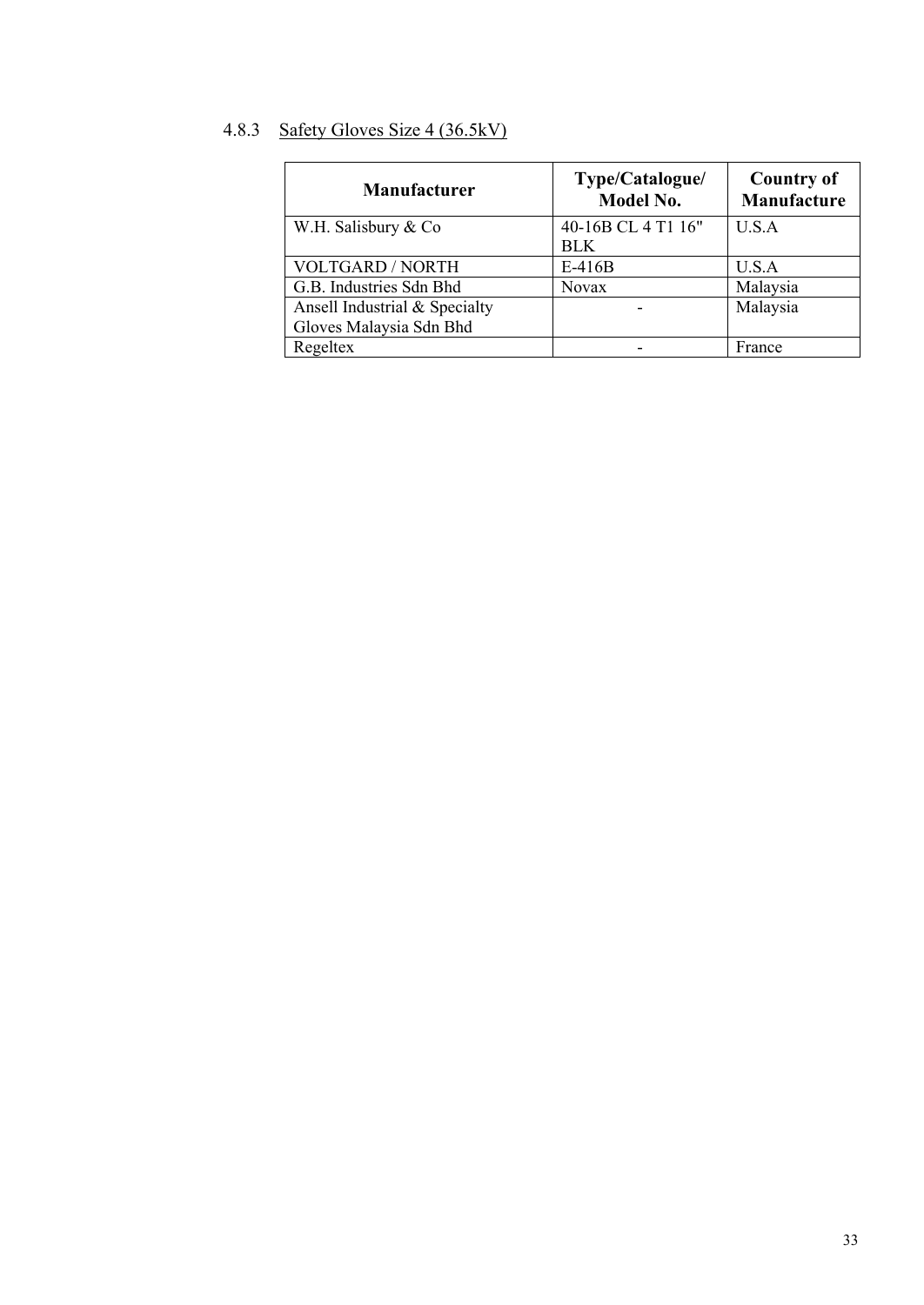#### 4.8.3 Safety Gloves Size 4 (36.5kV)

| Manufacturer | Type/Catalogue/ Model No. | Country of Manufacture |
|---|---|---|
| W.H. Salisbury & Co | 40-16B CL 4 T1 16" BLK | U.S.A |
| VOLTGARD / NORTH | E-416B | U.S.A |
| G.B. Industries Sdn Bhd | Novax | Malaysia |
| Ansell Industrial & Specialty Gloves Malaysia Sdn Bhd | - | Malaysia |
| Regeltex | - | France |